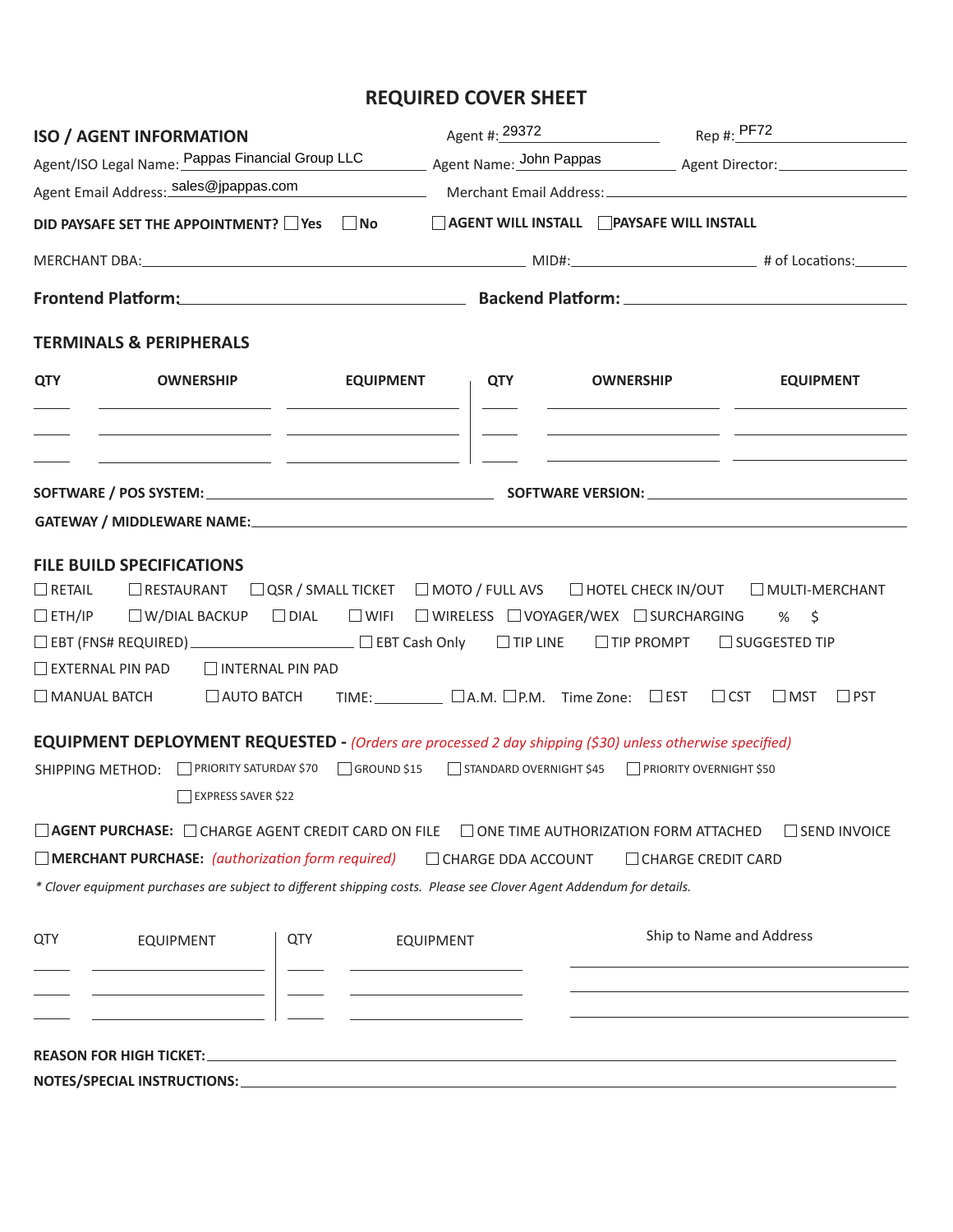# REQUIRED COVER SHEET

## ISO / AGENT INFORMATION

Agent #: 29372 Rep #: PF72

Agent/ISO Legal Name: Pappas Financial Group LLC Agent Name: John Pappas Agent Director: \_\_\_\_\_\_\_\_

Agent Email Address: sales@jpappas.com Merchant Email Address: \_\_\_\_\_\_\_\_

**DID PAYSAFE SET THE APPOINTMENT?** ☐ **Yes** ☐ **No** ☐ **AGENT WILL INSTALL** ☐ **PAYSAFE WILL INSTALL**

MERCHANT DBA: \_\_\_\_\_\_\_\_ MID#: \_\_\_\_\_\_\_\_ # of Locations: \_\_\_\_\_\_\_\_

**Frontend Platform:** \_\_\_\_\_\_\_\_ **Backend Platform:** \_\_\_\_\_\_\_\_

## TERMINALS & PERIPHERALS

| QTY | OWNERSHIP | EQUIPMENT | QTY | OWNERSHIP | EQUIPMENT |
|---|---|---|---|---|---|
| | | | | | |
| | | | | | |
| | | | | | |

**SOFTWARE / POS SYSTEM:** \_\_\_\_\_\_\_\_ **SOFTWARE VERSION:** \_\_\_\_\_\_\_\_

**GATEWAY / MIDDLEWARE NAME:** \_\_\_\_\_\_\_\_

## FILE BUILD SPECIFICATIONS

☐ RETAIL ☐ RESTAURANT ☐ QSR / SMALL TICKET ☐ MOTO / FULL AVS ☐ HOTEL CHECK IN/OUT ☐ MULTI-MERCHANT

☐ ETH/IP ☐ W/DIAL BACKUP ☐ DIAL ☐ WIFI ☐ WIRELESS ☐ VOYAGER/WEX ☐ SURCHARGING % $

☐ EBT (FNS# REQUIRED) \_\_\_\_\_\_\_\_ ☐ EBT Cash Only ☐ TIP LINE ☐ TIP PROMPT ☐ SUGGESTED TIP

☐ EXTERNAL PIN PAD ☐ INTERNAL PIN PAD

☐ MANUAL BATCH ☐ AUTO BATCH TIME: \_\_\_\_\_\_\_\_ ☐ A.M. ☐ P.M. Time Zone: ☐ EST ☐ CST ☐ MST ☐ PST

## EQUIPMENT DEPLOYMENT REQUESTED - *(Orders are processed 2 day shipping ($30) unless otherwise specified)*

SHIPPING METHOD: ☐ PRIORITY SATURDAY $70 ☐ GROUND $15 ☐ STANDARD OVERNIGHT $45 ☐ PRIORITY OVERNIGHT $50 ☐ EXPRESS SAVER $22

☐ **AGENT PURCHASE:** ☐ CHARGE AGENT CREDIT CARD ON FILE ☐ ONE TIME AUTHORIZATION FORM ATTACHED ☐ SEND INVOICE

☐ **MERCHANT PURCHASE:** *(authorization form required)* ☐ CHARGE DDA ACCOUNT ☐ CHARGE CREDIT CARD

*\* Clover equipment purchases are subject to different shipping costs. Please see Clover Agent Addendum for details.*

| QTY | EQUIPMENT | QTY | EQUIPMENT | Ship to Name and Address |
|---|---|---|---|---|
| | | | | |
| | | | | |
| | | | | |

**REASON FOR HIGH TICKET:** \_\_\_\_\_\_\_\_

**NOTES/SPECIAL INSTRUCTIONS:** \_\_\_\_\_\_\_\_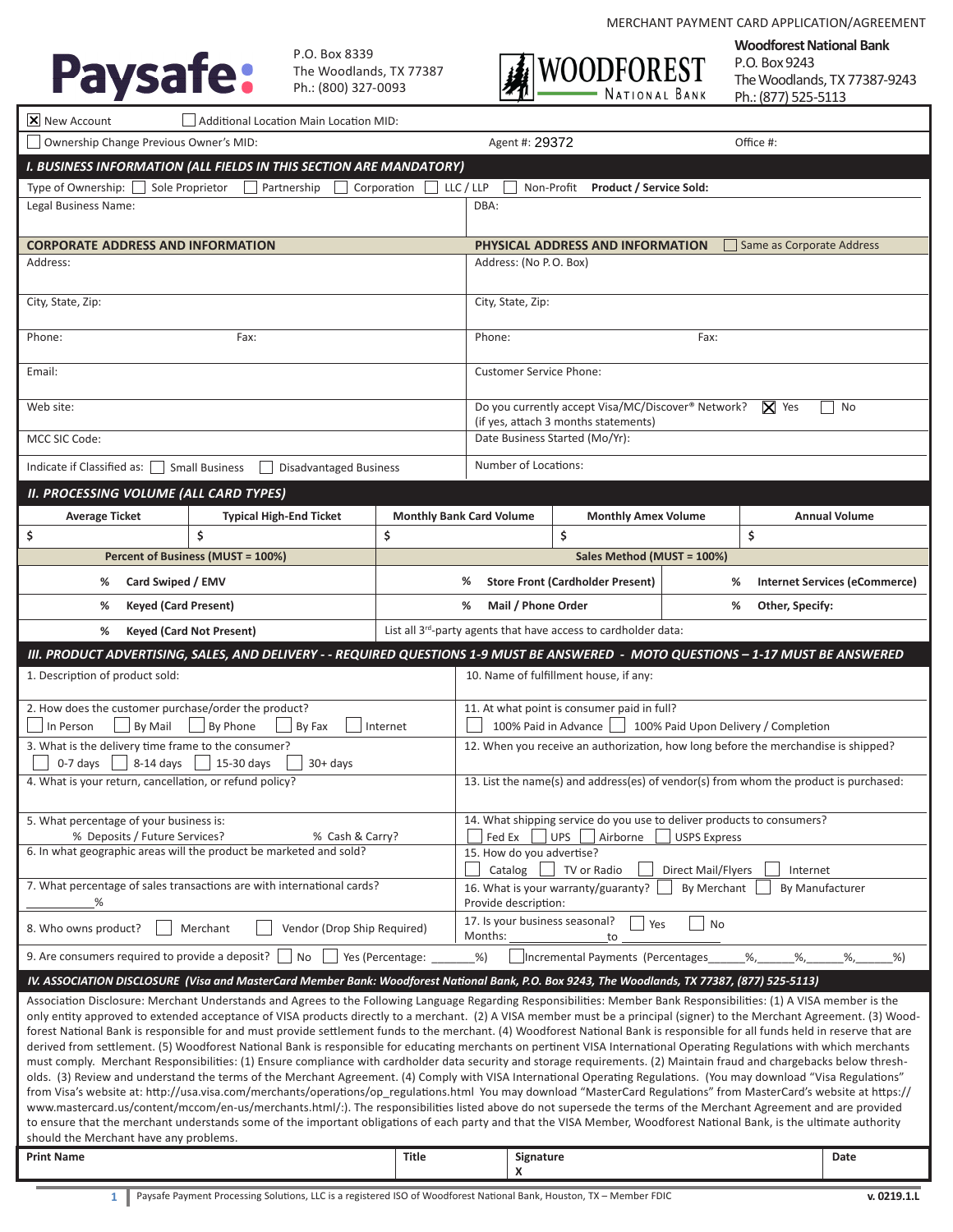MERCHANT PAYMENT CARD APPLICATION/AGREEMENT

**Paysafe:**

P.O. Box 8339
The Woodlands, TX 77387
Ph.: (800) 327-0093

**WOODFOREST NATIONAL BANK**

**Woodforest National Bank**
P.O. Box 9243
The Woodlands, TX 77387-9243
Ph.: (877) 525-5113

☒ New Account ☐ Additional Location Main Location MID:

☐ Ownership Change Previous Owner's MID: Agent #: 29372 Office #:

## I. BUSINESS INFORMATION (ALL FIELDS IN THIS SECTION ARE MANDATORY)

Type of Ownership: ☐ Sole Proprietor ☐ Partnership ☐ Corporation ☐ LLC / LLP ☐ Non-Profit **Product / Service Sold:**

| Legal Business Name: | DBA: |
|---|---|
| **CORPORATE ADDRESS AND INFORMATION** | **PHYSICAL ADDRESS AND INFORMATION** ☐ Same as Corporate Address |
| Address: | Address: (No P.O. Box) |
| City, State, Zip: | City, State, Zip: |
| Phone: Fax: | Phone: Fax: |
| Email: | Customer Service Phone: |
| Web site: | Do you currently accept Visa/MC/Discover® Network? ☒ Yes ☐ No (if yes, attach 3 months statements) |
| MCC SIC Code: | Date Business Started (Mo/Yr): |
| Indicate if Classified as: ☐ Small Business ☐ Disadvantaged Business | Number of Locations: |

## II. PROCESSING VOLUME (ALL CARD TYPES)

| Average Ticket | Typical High-End Ticket | Monthly Bank Card Volume | Monthly Amex Volume | Annual Volume |
|---|---|---|---|---|
| $ | $ | $ | $ | $ |

| Percent of Business (MUST = 100%) | Sales Method (MUST = 100%) | |
|---|---|---|
| % Card Swiped / EMV | % Store Front (Cardholder Present) | % Internet Services (eCommerce) |
| % Keyed (Card Present) | % Mail / Phone Order | % Other, Specify: |
| % Keyed (Card Not Present) | List all 3rd-party agents that have access to cardholder data: | |

## III. PRODUCT ADVERTISING, SALES, AND DELIVERY - - REQUIRED QUESTIONS 1-9 MUST BE ANSWERED - MOTO QUESTIONS – 1-17 MUST BE ANSWERED

1. Description of product sold:
2. How does the customer purchase/order the product? ☐ In Person ☐ By Mail ☐ By Phone ☐ By Fax ☐ Internet
3. What is the delivery time frame to the consumer? ☐ 0-7 days ☐ 8-14 days ☐ 15-30 days ☐ 30+ days
4. What is your return, cancellation, or refund policy?
5. What percentage of your business is: % Deposits / Future Services? % Cash & Carry?
6. In what geographic areas will the product be marketed and sold?
7. What percentage of sales transactions are with international cards? ________%
8. Who owns product? ☐ Merchant ☐ Vendor (Drop Ship Required)
9. Are consumers required to provide a deposit? ☐ No ☐ Yes (Percentage: ______%) ☐ Incremental Payments (Percentages_____%,_____%,_____%,_____%)
10. Name of fulfillment house, if any:
11. At what point is consumer paid in full? ☐ 100% Paid in Advance ☐ 100% Paid Upon Delivery / Completion
12. When you receive an authorization, how long before the merchandise is shipped?
13. List the name(s) and address(es) of vendor(s) from whom the product is purchased:
14. What shipping service do you use to deliver products to consumers? ☐ Fed Ex ☐ UPS ☐ Airborne ☐ USPS Express
15. How do you advertise? ☐ Catalog ☐ TV or Radio ☐ Direct Mail/Flyers ☐ Internet
16. What is your warranty/guaranty? ☐ By Merchant ☐ By Manufacturer
    Provide description:
17. Is your business seasonal? ☐ Yes ☐ No
    Months: ______________ to ______________

## IV. ASSOCIATION DISCLOSURE (Visa and MasterCard Member Bank: Woodforest National Bank, P.O. Box 9243, The Woodlands, TX 77387, (877) 525-5113)

Association Disclosure: Merchant Understands and Agrees to the Following Language Regarding Responsibilities: Member Bank Responsibilities: (1) A VISA member is the only entity approved to extended acceptance of VISA products directly to a merchant. (2) A VISA member must be a principal (signer) to the Merchant Agreement. (3) Woodforest National Bank is responsible for and must provide settlement funds to the merchant. (4) Woodforest National Bank is responsible for all funds held in reserve that are derived from settlement. (5) Woodforest National Bank is responsible for educating merchants on pertinent VISA International Operating Regulations with which merchants must comply. Merchant Responsibilities: (1) Ensure compliance with cardholder data security and storage requirements. (2) Maintain fraud and chargebacks below thresholds. (3) Review and understand the terms of the Merchant Agreement. (4) Comply with VISA International Operating Regulations. (You may download "Visa Regulations" from Visa's website at: http://usa.visa.com/merchants/operations/op_regulations.html You may download "MasterCard Regulations" from MasterCard's website at https://www.mastercard.us/content/mccom/en-us/merchants.html/:). The responsibilities listed above do not supersede the terms of the Merchant Agreement and are provided to ensure that the merchant understands some of the important obligations of each party and that the VISA Member, Woodforest National Bank, is the ultimate authority should the Merchant have any problems.

| Print Name | Title | Signature | Date |
|---|---|---|---|
| | | X | |

Paysafe Payment Processing Solutions, LLC is a registered ISO of Woodforest National Bank, Houston, TX – Member FDIC

v. 0219.1.L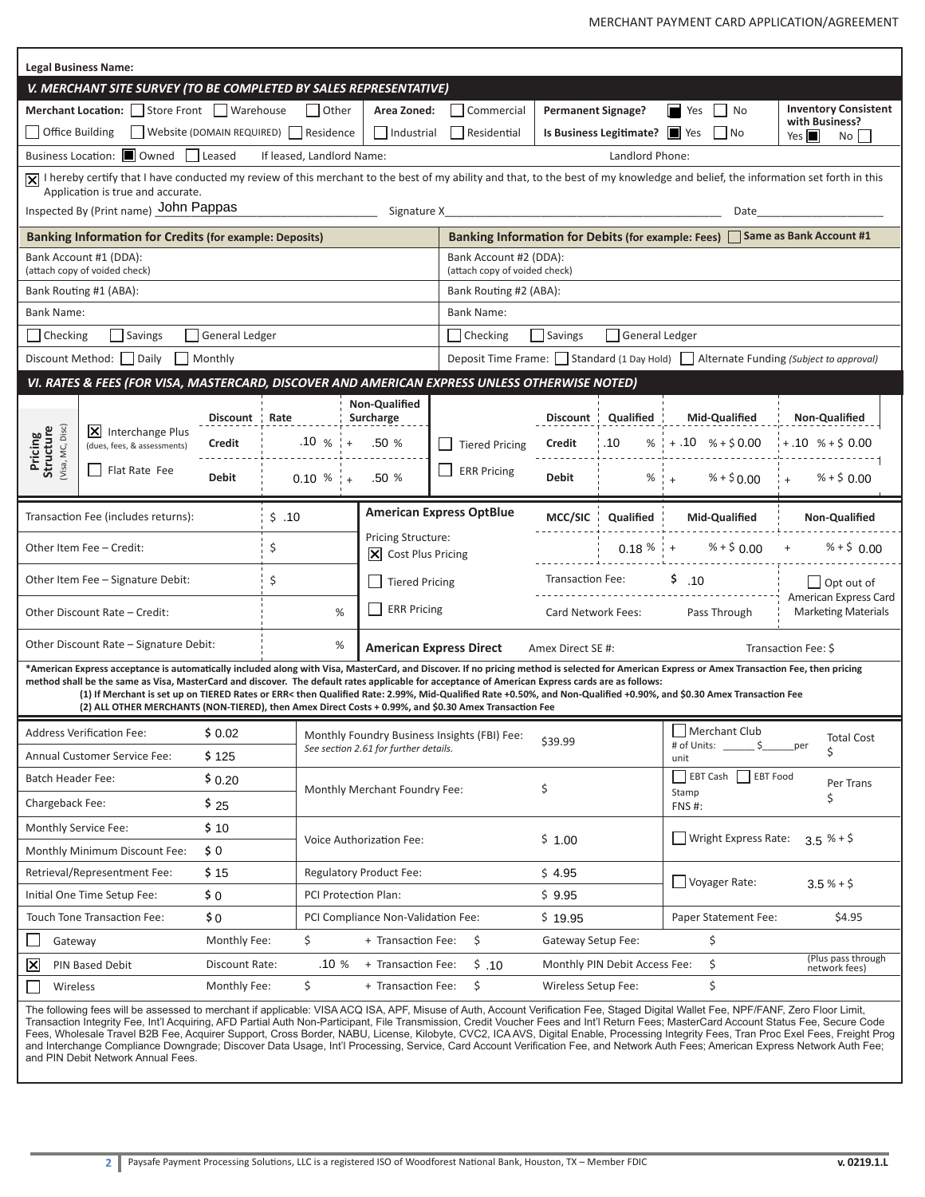MERCHANT PAYMENT CARD APPLICATION/AGREEMENT

**Legal Business Name:**

### *V. MERCHANT SITE SURVEY (TO BE COMPLETED BY SALES REPRESENTATIVE)*

**Merchant Location:** ☐ Store Front ☐ Warehouse ☐ Other ☐ Office Building ☐ Website (DOMAIN REQUIRED) ☐ Residence

**Area Zoned:** ☐ Commercial ☐ Industrial ☐ Residential

**Permanent Signage?** ■ Yes ☐ No

**Is Business Legitimate?** ■ Yes ☐ No

**Inventory Consistent with Business?** Yes ■ No ☐

Business Location: ■ Owned ☐ Leased If leased, Landlord Name: Landlord Phone:

☒ I hereby certify that I have conducted my review of this merchant to the best of my ability and that, to the best of my knowledge and belief, the information set forth in this Application is true and accurate.

Inspected By (Print name) John Pappas Signature X\_\_\_\_\_\_\_\_\_\_\_\_\_\_\_\_\_\_\_\_ Date\_\_\_\_\_\_\_\_\_\_\_\_

| **Banking Information for Credits** (for example: Deposits) | **Banking Information for Debits** (for example: Fees) ☐ Same as Bank Account #1 |
|---|---|
| Bank Account #1 (DDA): (attach copy of voided check) | Bank Account #2 (DDA): (attach copy of voided check) |
| Bank Routing #1 (ABA): | Bank Routing #2 (ABA): |
| Bank Name: | Bank Name: |
| ☐ Checking ☐ Savings ☐ General Ledger | ☐ Checking ☐ Savings ☐ General Ledger |
| Discount Method: ☐ Daily ☐ Monthly | Deposit Time Frame: ☐ Standard (1 Day Hold) ☐ Alternate Funding *(Subject to approval)* |

### *VI. RATES & FEES (FOR VISA, MASTERCARD, DISCOVER AND AMERICAN EXPRESS UNLESS OTHERWISE NOTED)*

**Pricing Structure** (Visa, MC, Disc)

| | Discount | Rate | Non-Qualified Surcharge | | Discount | Qualified | Mid-Qualified | Non-Qualified |
|---|---|---|---|---|---|---|---|---|
| ☒ Interchange Plus (dues, fees, & assessments) | Credit | .10 % | + .50 % | ☐ Tiered Pricing | Credit | .10 % | + .10 % + $ 0.00 | + .10 % + $ 0.00 |
| ☐ Flat Rate Fee | Debit | 0.10 % | + .50 % | ☐ ERR Pricing | Debit | % | + % + $ 0.00 | + % + $ 0.00 |

| | | **American Express OptBlue** | MCC/SIC | Qualified | Mid-Qualified | Non-Qualified |
|---|---|---|---|---|---|---|
| Transaction Fee (includes returns): | $ .10 | Pricing Structure: | | | | |
| Other Item Fee – Credit: | $ | ☒ Cost Plus Pricing | | 0.18 % | + % + $ 0.00 | + % + $ 0.00 |
| Other Item Fee – Signature Debit: | $ | ☐ Tiered Pricing | Transaction Fee: | $ .10 | | ☐ Opt out of American Express Card Marketing Materials |
| Other Discount Rate – Credit: | % | ☐ ERR Pricing | Card Network Fees: | Pass Through | | |
| Other Discount Rate – Signature Debit: | % | **American Express Direct** | Amex Direct SE #: | | Transaction Fee: $ | |

**\*American Express acceptance is automatically included along with Visa, MasterCard, and Discover. If no pricing method is selected for American Express or Amex Transaction Fee, then pricing method shall be the same as Visa, MasterCard and discover. The default rates applicable for acceptance of American Express cards are as follows:**
**(1) If Merchant is set up on TIERED Rates or ERR< then Qualified Rate: 2.99%, Mid-Qualified Rate +0.50%, and Non-Qualified +0.90%, and $0.30 Amex Transaction Fee**
**(2) ALL OTHER MERCHANTS (NON-TIERED), then Amex Direct Costs + 0.99%, and $0.30 Amex Transaction Fee**

| | | | | | |
|---|---|---|---|---|---|
| Address Verification Fee: | $ 0.02 | Monthly Foundry Business Insights (FBI) Fee: *See section 2.61 for further details.* | $39.99 | ☐ Merchant Club # of Units: \_\_\_\_ $\_\_\_\_per unit | Total Cost $ |
| Annual Customer Service Fee: | $ 125 | | | | |
| Batch Header Fee: | $ 0.20 | Monthly Merchant Foundry Fee: | $ | ☐ EBT Cash ☐ EBT Food Stamp FNS #: | Per Trans $ |
| Chargeback Fee: | $ 25 | | | | |
| Monthly Service Fee: | $ 10 | Voice Authorization Fee: | $ 1.00 | ☐ Wright Express Rate: | 3.5 % + $ |
| Monthly Minimum Discount Fee: | $ 0 | | | | |
| Retrieval/Representment Fee: | $ 15 | Regulatory Product Fee: | $ 4.95 | ☐ Voyager Rate: | 3.5 % + $ |
| Initial One Time Setup Fee: | $ 0 | PCI Protection Plan: | $ 9.95 | | |
| Touch Tone Transaction Fee: | $ 0 | PCI Compliance Non-Validation Fee: | $ 19.95 | Paper Statement Fee: | $4.95 |

| | | | | | | |
|---|---|---|---|---|---|---|
| ☐ Gateway | Monthly Fee: | $ | + Transaction Fee: $ | Gateway Setup Fee: | $ | |
| ☒ PIN Based Debit | Discount Rate: | .10 % | + Transaction Fee: $ .10 | Monthly PIN Debit Access Fee: | $ | (Plus pass through network fees) |
| ☐ Wireless | Monthly Fee: | $ | + Transaction Fee: $ | Wireless Setup Fee: | $ | |

The following fees will be assessed to merchant if applicable: VISA ACQ ISA, APF, Misuse of Auth, Account Verification Fee, Staged Digital Wallet Fee, NPF/FANF, Zero Floor Limit, Transaction Integrity Fee, Int'l Acquiring, AFD Partial Auth Non-Participant, File Transmission, Credit Voucher Fees and Int'l Return Fees; MasterCard Account Status Fee, Secure Code Fees, Wholesale Travel B2B Fee, Acquirer Support, Cross Border, NABU, License, Kilobyte, CVC2, ICA AVS, Digital Enable, Processing Integrity Fees, Tran Proc Exel Fees, Freight Prog and Interchange Compliance Downgrade; Discover Data Usage, Int'l Processing, Service, Card Account Verification Fee, and Network Auth Fees; American Express Network Auth Fee; and PIN Debit Network Annual Fees.

Paysafe Payment Processing Solutions, LLC is a registered ISO of Woodforest National Bank, Houston, TX – Member FDIC v. 0219.1.L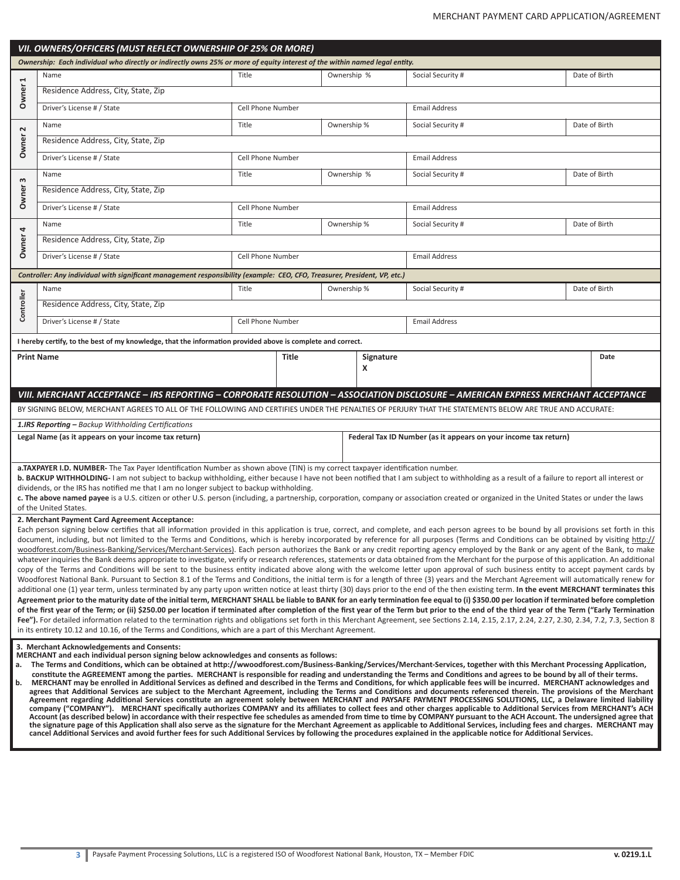## VII. OWNERS/OFFICERS (MUST REFLECT OWNERSHIP OF 25% OR MORE)

*Ownership: Each individual who directly or indirectly owns 25% or more of equity interest of the within named legal entity.*

| | | | | | |
|---|---|---|---|---|---|
| Owner 1 | Name | Title | Ownership % | Social Security # | Date of Birth |
| | Residence Address, City, State, Zip | | | | |
| | Driver's License # / State | Cell Phone Number | | Email Address | |
| Owner 2 | Name | Title | Ownership % | Social Security # | Date of Birth |
| | Residence Address, City, State, Zip | | | | |
| | Driver's License # / State | Cell Phone Number | | Email Address | |
| Owner 3 | Name | Title | Ownership % | Social Security # | Date of Birth |
| | Residence Address, City, State, Zip | | | | |
| | Driver's License # / State | Cell Phone Number | | Email Address | |
| Owner 4 | Name | Title | Ownership % | Social Security # | Date of Birth |
| | Residence Address, City, State, Zip | | | | |
| | Driver's License # / State | Cell Phone Number | | Email Address | |

*Controller: Any individual with significant management responsibility (example: CEO, CFO, Treasurer, President, VP, etc.)*

| | | | | | |
|---|---|---|---|---|---|
| Controller | Name | Title | Ownership % | Social Security # | Date of Birth |
| | Residence Address, City, State, Zip | | | | |
| | Driver's License # / State | Cell Phone Number | | Email Address | |

**I hereby certify, to the best of my knowledge, that the information provided above is complete and correct.**

| Print Name | Title | Signature | Date |
|---|---|---|---|
| | | X | |

## VIII. MERCHANT ACCEPTANCE – IRS REPORTING – CORPORATE RESOLUTION – ASSOCIATION DISCLOSURE – AMERICAN EXPRESS MERCHANT ACCEPTANCE

BY SIGNING BELOW, MERCHANT AGREES TO ALL OF THE FOLLOWING AND CERTIFIES UNDER THE PENALTIES OF PERJURY THAT THE STATEMENTS BELOW ARE TRUE AND ACCURATE:

***1.IRS Reporting –*** *Backup Withholding Certifications*

| Legal Name (as it appears on your income tax return) | Federal Tax ID Number (as it appears on your income tax return) |
|---|---|
| | |

**a.TAXPAYER I.D. NUMBER-** The Tax Payer Identification Number as shown above (TIN) is my correct taxpayer identification number.
**b. BACKUP WITHHOLDING-** I am not subject to backup withholding, either because I have not been notified that I am subject to withholding as a result of a failure to report all interest or dividends, or the IRS has notified me that I am no longer subject to backup withholding.
**c. The above named payee** is a U.S. citizen or other U.S. person (including, a partnership, corporation, company or association created or organized in the United States or under the laws of the United States.

**2. Merchant Payment Card Agreement Acceptance:**
Each person signing below certifies that all information provided in this application is true, correct, and complete, and each person agrees to be bound by all provisions set forth in this document, including, but not limited to the Terms and Conditions, which is hereby incorporated by reference for all purposes (Terms and Conditions can be obtained by visiting http://woodforest.com/Business-Banking/Services/Merchant-Services). Each person authorizes the Bank or any credit reporting agency employed by the Bank or any agent of the Bank, to make whatever inquiries the Bank deems appropriate to investigate, verify or research references, statements or data obtained from the Merchant for the purpose of this application. An additional copy of the Terms and Conditions will be sent to the business entity indicated above along with the welcome letter upon approval of such business entity to accept payment cards by Woodforest National Bank. Pursuant to Section 8.1 of the Terms and Conditions, the initial term is for a length of three (3) years and the Merchant Agreement will automatically renew for additional one (1) year term, unless terminated by any party upon written notice at least thirty (30) days prior to the end of the then existing term. **In the event MERCHANT terminates this Agreement prior to the maturity date of the initial term, MERCHANT SHALL be liable to BANK for an early termination fee equal to (i) $350.00 per location if terminated before completion of the first year of the Term; or (ii) $250.00 per location if terminated after completion of the first year of the Term but prior to the end of the third year of the Term ("Early Termination Fee").** For detailed information related to the termination rights and obligations set forth in this Merchant Agreement, see Sections 2.14, 2.15, 2.17, 2.24, 2.27, 2.30, 2.34, 7.2, 7.3, Section 8 in its entirety 10.12 and 10.16, of the Terms and Conditions, which are a part of this Merchant Agreement.

**3. Merchant Acknowledgements and Consents:**
**MERCHANT and each individual person signing below acknowledges and consents as follows:**

**a. The Terms and Conditions, which can be obtained at http://wwoodforest.com/Business-Banking/Services/Merchant-Services, together with this Merchant Processing Application, constitute the AGREEMENT among the parties. MERCHANT is responsible for reading and understanding the Terms and Conditions and agrees to be bound by all of their terms.**

**b. MERCHANT may be enrolled in Additional Services as defined and described in the Terms and Conditions, for which applicable fees will be incurred. MERCHANT acknowledges and agrees that Additional Services are subject to the Merchant Agreement, including the Terms and Conditions and documents referenced therein. The provisions of the Merchant Agreement regarding Additional Services constitute an agreement solely between MERCHANT and PAYSAFE PAYMENT PROCESSING SOLUTIONS, LLC, a Delaware limited liability company ("COMPANY"). MERCHANT specifically authorizes COMPANY and its affiliates to collect fees and other charges applicable to Additional Services from MERCHANT's ACH Account (as described below) in accordance with their respective fee schedules as amended from time to time by COMPANY pursuant to the ACH Account. The undersigned agree that the signature page of this Application shall also serve as the signature for the Merchant Agreement as applicable to Additional Services, including fees and charges. MERCHANT may cancel Additional Services and avoid further fees for such Additional Services by following the procedures explained in the applicable notice for Additional Services.**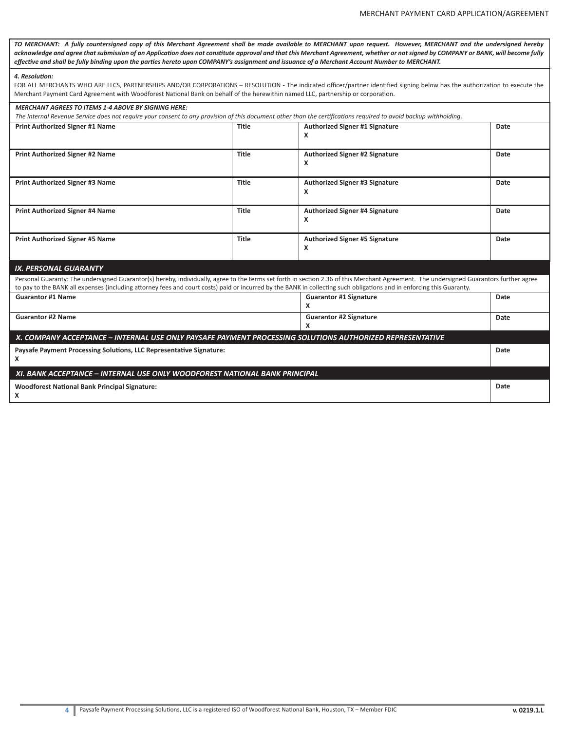***TO MERCHANT: A fully countersigned copy of this Merchant Agreement shall be made available to MERCHANT upon request. However, MERCHANT and the undersigned hereby acknowledge and agree that submission of an Application does not constitute approval and that this Merchant Agreement, whether or not signed by COMPANY or BANK, will become fully effective and shall be fully binding upon the parties hereto upon COMPANY's assignment and issuance of a Merchant Account Number to MERCHANT.***

***4. Resolution:***

FOR ALL MERCHANTS WHO ARE LLCS, PARTNERSHIPS AND/OR CORPORATIONS – RESOLUTION - The indicated officer/partner identified signing below has the authorization to execute the Merchant Payment Card Agreement with Woodforest National Bank on behalf of the herewithin named LLC, partnership or corporation.

***MERCHANT AGREES TO ITEMS 1-4 ABOVE BY SIGNING HERE:***

*The Internal Revenue Service does not require your consent to any provision of this document other than the certifications required to avoid backup withholding.*

| Print Authorized Signer #1 Name | Title | Authorized Signer #1 Signature X | Date |
|---|---|---|---|
| **Print Authorized Signer #2 Name** | **Title** | **Authorized Signer #2 Signature** X | **Date** |
| **Print Authorized Signer #3 Name** | **Title** | **Authorized Signer #3 Signature** X | **Date** |
| **Print Authorized Signer #4 Name** | **Title** | **Authorized Signer #4 Signature** X | **Date** |
| **Print Authorized Signer #5 Name** | **Title** | **Authorized Signer #5 Signature** X | **Date** |

## *IX. PERSONAL GUARANTY*

Personal Guaranty: The undersigned Guarantor(s) hereby, individually, agree to the terms set forth in section 2.36 of this Merchant Agreement. The undersigned Guarantors further agree to pay to the BANK all expenses (including attorney fees and court costs) paid or incurred by the BANK in collecting such obligations and in enforcing this Guaranty.

| Guarantor #1 Name | Guarantor #1 Signature X | Date |
|---|---|---|
| **Guarantor #2 Name** | **Guarantor #2 Signature** X | **Date** |

## *X. COMPANY ACCEPTANCE – INTERNAL USE ONLY PAYSAFE PAYMENT PROCESSING SOLUTIONS AUTHORIZED REPRESENTATIVE*

| Paysafe Payment Processing Solutions, LLC Representative Signature: X | Date |
|---|---|

## *XI. BANK ACCEPTANCE – INTERNAL USE ONLY WOODFOREST NATIONAL BANK PRINCIPAL*

| Woodforest National Bank Principal Signature: X | Date |
|---|---|

Paysafe Payment Processing Solutions, LLC is a registered ISO of Woodforest National Bank, Houston, TX – Member FDIC

v. 0219.1.L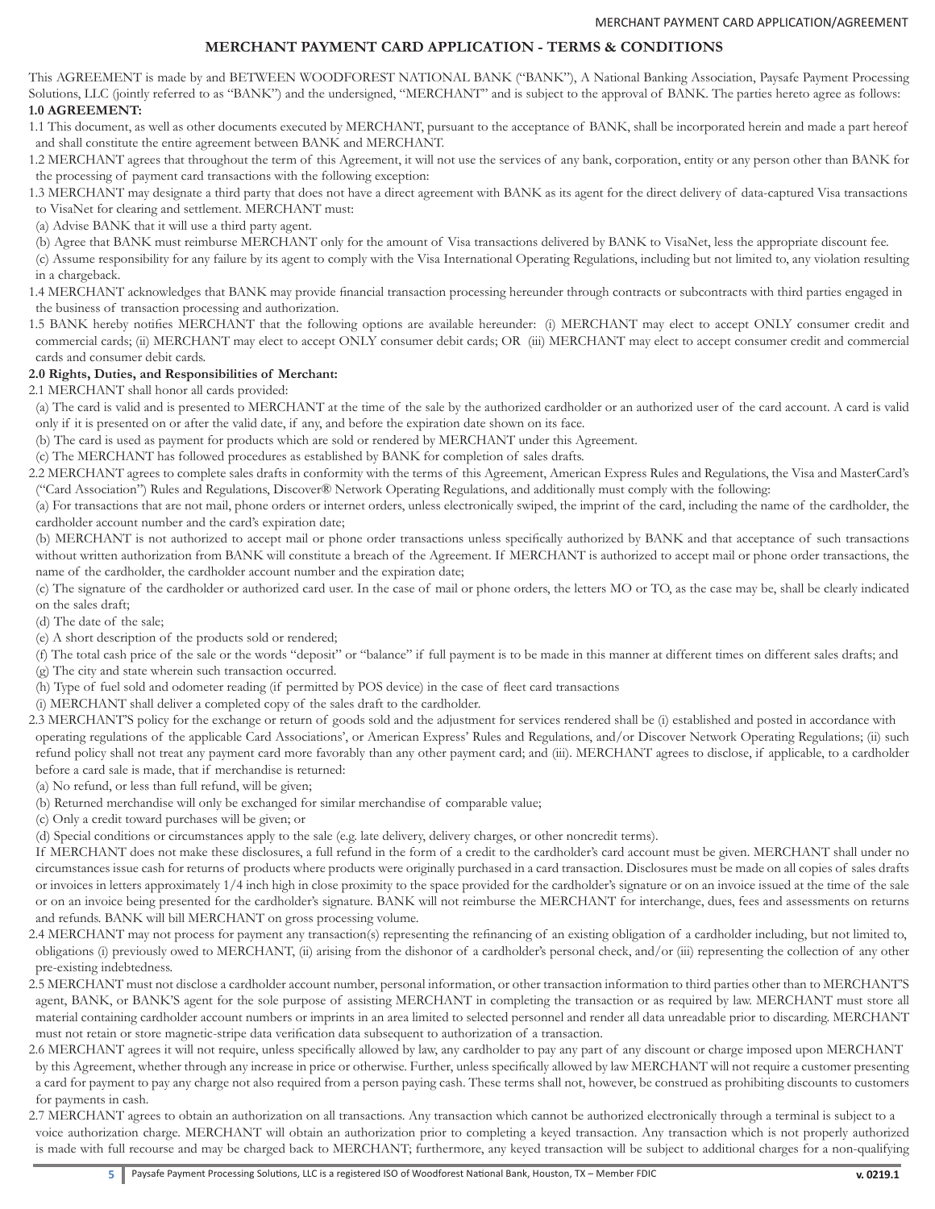## MERCHANT PAYMENT CARD APPLICATION - TERMS & CONDITIONS

This AGREEMENT is made by and BETWEEN WOODFOREST NATIONAL BANK ("BANK"), A National Banking Association, Paysafe Payment Processing Solutions, LLC (jointly referred to as "BANK") and the undersigned, "MERCHANT" and is subject to the approval of BANK. The parties hereto agree as follows:

**1.0 AGREEMENT:**

1.1 This document, as well as other documents executed by MERCHANT, pursuant to the acceptance of BANK, shall be incorporated herein and made a part hereof and shall constitute the entire agreement between BANK and MERCHANT.

1.2 MERCHANT agrees that throughout the term of this Agreement, it will not use the services of any bank, corporation, entity or any person other than BANK for the processing of payment card transactions with the following exception:

1.3 MERCHANT may designate a third party that does not have a direct agreement with BANK as its agent for the direct delivery of data-captured Visa transactions to VisaNet for clearing and settlement. MERCHANT must:

(a) Advise BANK that it will use a third party agent.

(b) Agree that BANK must reimburse MERCHANT only for the amount of Visa transactions delivered by BANK to VisaNet, less the appropriate discount fee.

(c) Assume responsibility for any failure by its agent to comply with the Visa International Operating Regulations, including but not limited to, any violation resulting in a chargeback.

1.4 MERCHANT acknowledges that BANK may provide financial transaction processing hereunder through contracts or subcontracts with third parties engaged in the business of transaction processing and authorization.

1.5 BANK hereby notifies MERCHANT that the following options are available hereunder: (i) MERCHANT may elect to accept ONLY consumer credit and commercial cards; (ii) MERCHANT may elect to accept ONLY consumer debit cards; OR (iii) MERCHANT may elect to accept consumer credit and commercial cards and consumer debit cards.

**2.0 Rights, Duties, and Responsibilities of Merchant:**

2.1 MERCHANT shall honor all cards provided:

(a) The card is valid and is presented to MERCHANT at the time of the sale by the authorized cardholder or an authorized user of the card account. A card is valid only if it is presented on or after the valid date, if any, and before the expiration date shown on its face.

(b) The card is used as payment for products which are sold or rendered by MERCHANT under this Agreement.

(c) The MERCHANT has followed procedures as established by BANK for completion of sales drafts.

2.2 MERCHANT agrees to complete sales drafts in conformity with the terms of this Agreement, American Express Rules and Regulations, the Visa and MasterCard's ("Card Association") Rules and Regulations, Discover® Network Operating Regulations, and additionally must comply with the following:

(a) For transactions that are not mail, phone orders or internet orders, unless electronically swiped, the imprint of the card, including the name of the cardholder, the cardholder account number and the card's expiration date;

(b) MERCHANT is not authorized to accept mail or phone order transactions unless specifically authorized by BANK and that acceptance of such transactions without written authorization from BANK will constitute a breach of the Agreement. If MERCHANT is authorized to accept mail or phone order transactions, the name of the cardholder, the cardholder account number and the expiration date;

(c) The signature of the cardholder or authorized card user. In the case of mail or phone orders, the letters MO or TO, as the case may be, shall be clearly indicated on the sales draft;

(d) The date of the sale;

(e) A short description of the products sold or rendered;

(f) The total cash price of the sale or the words "deposit" or "balance" if full payment is to be made in this manner at different times on different sales drafts; and

(g) The city and state wherein such transaction occurred.

(h) Type of fuel sold and odometer reading (if permitted by POS device) in the case of fleet card transactions

(i) MERCHANT shall deliver a completed copy of the sales draft to the cardholder.

2.3 MERCHANT'S policy for the exchange or return of goods sold and the adjustment for services rendered shall be (i) established and posted in accordance with operating regulations of the applicable Card Associations', or American Express' Rules and Regulations, and/or Discover Network Operating Regulations; (ii) such refund policy shall not treat any payment card more favorably than any other payment card; and (iii). MERCHANT agrees to disclose, if applicable, to a cardholder before a card sale is made, that if merchandise is returned:

(a) No refund, or less than full refund, will be given;

(b) Returned merchandise will only be exchanged for similar merchandise of comparable value;

(c) Only a credit toward purchases will be given; or

(d) Special conditions or circumstances apply to the sale (e.g. late delivery, delivery charges, or other noncredit terms).

If MERCHANT does not make these disclosures, a full refund in the form of a credit to the cardholder's card account must be given. MERCHANT shall under no circumstances issue cash for returns of products where products were originally purchased in a card transaction. Disclosures must be made on all copies of sales drafts or invoices in letters approximately 1/4 inch high in close proximity to the space provided for the cardholder's signature or on an invoice issued at the time of the sale or on an invoice being presented for the cardholder's signature. BANK will not reimburse the MERCHANT for interchange, dues, fees and assessments on returns and refunds. BANK will bill MERCHANT on gross processing volume.

2.4 MERCHANT may not process for payment any transaction(s) representing the refinancing of an existing obligation of a cardholder including, but not limited to, obligations (i) previously owed to MERCHANT, (ii) arising from the dishonor of a cardholder's personal check, and/or (iii) representing the collection of any other pre-existing indebtedness.

2.5 MERCHANT must not disclose a cardholder account number, personal information, or other transaction information to third parties other than to MERCHANT'S agent, BANK, or BANK'S agent for the sole purpose of assisting MERCHANT in completing the transaction or as required by law. MERCHANT must store all material containing cardholder account numbers or imprints in an area limited to selected personnel and render all data unreadable prior to discarding. MERCHANT must not retain or store magnetic-stripe data verification data subsequent to authorization of a transaction.

2.6 MERCHANT agrees it will not require, unless specifically allowed by law, any cardholder to pay any part of any discount or charge imposed upon MERCHANT by this Agreement, whether through any increase in price or otherwise. Further, unless specifically allowed by law MERCHANT will not require a customer presenting a card for payment to pay any charge not also required from a person paying cash. These terms shall not, however, be construed as prohibiting discounts to customers for payments in cash.

2.7 MERCHANT agrees to obtain an authorization on all transactions. Any transaction which cannot be authorized electronically through a terminal is subject to a voice authorization charge. MERCHANT will obtain an authorization prior to completing a keyed transaction. Any transaction which is not properly authorized is made with full recourse and may be charged back to MERCHANT; furthermore, any keyed transaction will be subject to additional charges for a non-qualifying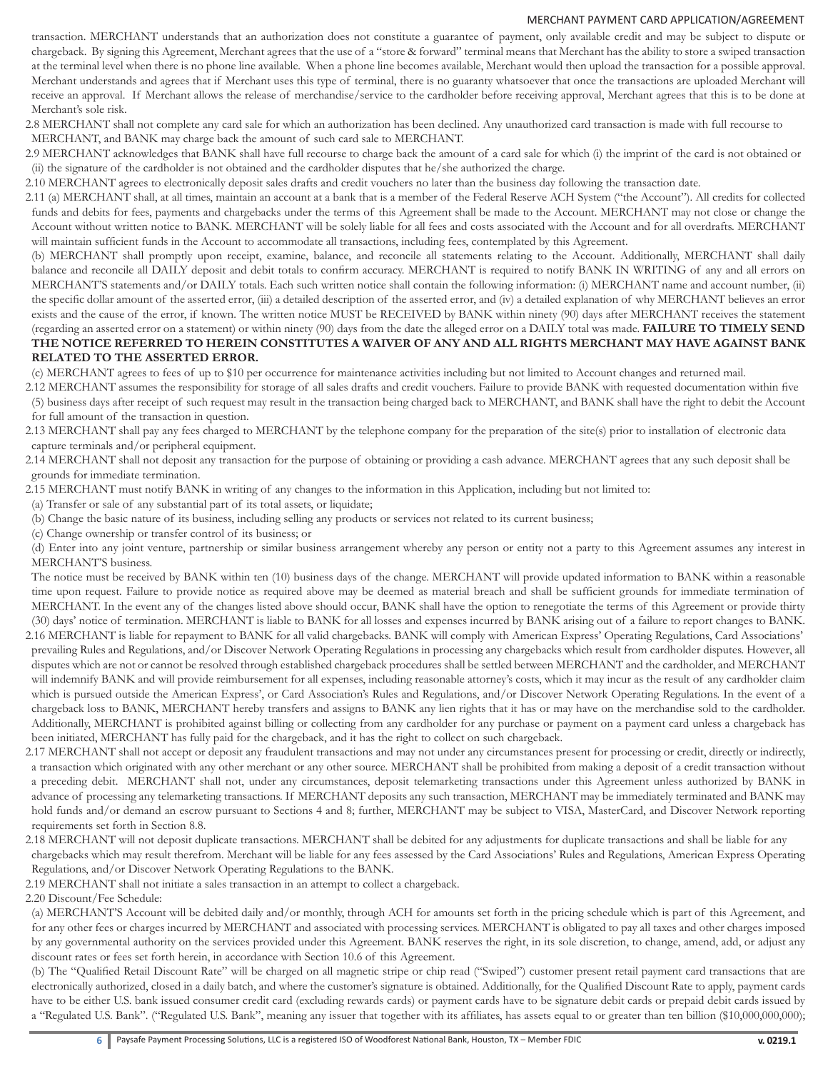transaction. MERCHANT understands that an authorization does not constitute a guarantee of payment, only available credit and may be subject to dispute or chargeback. By signing this Agreement, Merchant agrees that the use of a "store & forward" terminal means that Merchant has the ability to store a swiped transaction at the terminal level when there is no phone line available. When a phone line becomes available, Merchant would then upload the transaction for a possible approval. Merchant understands and agrees that if Merchant uses this type of terminal, there is no guaranty whatsoever that once the transactions are uploaded Merchant will receive an approval. If Merchant allows the release of merchandise/service to the cardholder before receiving approval, Merchant agrees that this is to be done at Merchant's sole risk.

2.8 MERCHANT shall not complete any card sale for which an authorization has been declined. Any unauthorized card transaction is made with full recourse to MERCHANT, and BANK may charge back the amount of such card sale to MERCHANT.

2.9 MERCHANT acknowledges that BANK shall have full recourse to charge back the amount of a card sale for which (i) the imprint of the card is not obtained or (ii) the signature of the cardholder is not obtained and the cardholder disputes that he/she authorized the charge.

2.10 MERCHANT agrees to electronically deposit sales drafts and credit vouchers no later than the business day following the transaction date.

2.11 (a) MERCHANT shall, at all times, maintain an account at a bank that is a member of the Federal Reserve ACH System ("the Account"). All credits for collected funds and debits for fees, payments and chargebacks under the terms of this Agreement shall be made to the Account. MERCHANT may not close or change the Account without written notice to BANK. MERCHANT will be solely liable for all fees and costs associated with the Account and for all overdrafts. MERCHANT will maintain sufficient funds in the Account to accommodate all transactions, including fees, contemplated by this Agreement.

(b) MERCHANT shall promptly upon receipt, examine, balance, and reconcile all statements relating to the Account. Additionally, MERCHANT shall daily balance and reconcile all DAILY deposit and debit totals to confirm accuracy. MERCHANT is required to notify BANK IN WRITING of any and all errors on MERCHANT'S statements and/or DAILY totals. Each such written notice shall contain the following information: (i) MERCHANT name and account number, (ii) the specific dollar amount of the asserted error, (iii) a detailed description of the asserted error, and (iv) a detailed explanation of why MERCHANT believes an error exists and the cause of the error, if known. The written notice MUST be RECEIVED by BANK within ninety (90) days after MERCHANT receives the statement (regarding an asserted error on a statement) or within ninety (90) days from the date the alleged error on a DAILY total was made. **FAILURE TO TIMELY SEND THE NOTICE REFERRED TO HEREIN CONSTITUTES A WAIVER OF ANY AND ALL RIGHTS MERCHANT MAY HAVE AGAINST BANK RELATED TO THE ASSERTED ERROR.**

(c) MERCHANT agrees to fees of up to $10 per occurrence for maintenance activities including but not limited to Account changes and returned mail.

2.12 MERCHANT assumes the responsibility for storage of all sales drafts and credit vouchers. Failure to provide BANK with requested documentation within five (5) business days after receipt of such request may result in the transaction being charged back to MERCHANT, and BANK shall have the right to debit the Account for full amount of the transaction in question.

2.13 MERCHANT shall pay any fees charged to MERCHANT by the telephone company for the preparation of the site(s) prior to installation of electronic data capture terminals and/or peripheral equipment.

2.14 MERCHANT shall not deposit any transaction for the purpose of obtaining or providing a cash advance. MERCHANT agrees that any such deposit shall be grounds for immediate termination.

2.15 MERCHANT must notify BANK in writing of any changes to the information in this Application, including but not limited to:

(a) Transfer or sale of any substantial part of its total assets, or liquidate;

(b) Change the basic nature of its business, including selling any products or services not related to its current business;

(c) Change ownership or transfer control of its business; or

(d) Enter into any joint venture, partnership or similar business arrangement whereby any person or entity not a party to this Agreement assumes any interest in MERCHANT'S business.

The notice must be received by BANK within ten (10) business days of the change. MERCHANT will provide updated information to BANK within a reasonable time upon request. Failure to provide notice as required above may be deemed as material breach and shall be sufficient grounds for immediate termination of MERCHANT. In the event any of the changes listed above should occur, BANK shall have the option to renegotiate the terms of this Agreement or provide thirty (30) days' notice of termination. MERCHANT is liable to BANK for all losses and expenses incurred by BANK arising out of a failure to report changes to BANK.

2.16 MERCHANT is liable for repayment to BANK for all valid chargebacks. BANK will comply with American Express' Operating Regulations, Card Associations' prevailing Rules and Regulations, and/or Discover Network Operating Regulations in processing any chargebacks which result from cardholder disputes. However, all disputes which are not or cannot be resolved through established chargeback procedures shall be settled between MERCHANT and the cardholder, and MERCHANT will indemnify BANK and will provide reimbursement for all expenses, including reasonable attorney's costs, which it may incur as the result of any cardholder claim which is pursued outside the American Express', or Card Association's Rules and Regulations, and/or Discover Network Operating Regulations. In the event of a chargeback loss to BANK, MERCHANT hereby transfers and assigns to BANK any lien rights that it has or may have on the merchandise sold to the cardholder. Additionally, MERCHANT is prohibited against billing or collecting from any cardholder for any purchase or payment on a payment card unless a chargeback has been initiated, MERCHANT has fully paid for the chargeback, and it has the right to collect on such chargeback.

2.17 MERCHANT shall not accept or deposit any fraudulent transactions and may not under any circumstances present for processing or credit, directly or indirectly, a transaction which originated with any other merchant or any other source. MERCHANT shall be prohibited from making a deposit of a credit transaction without a preceding debit. MERCHANT shall not, under any circumstances, deposit telemarketing transactions under this Agreement unless authorized by BANK in advance of processing any telemarketing transactions. If MERCHANT deposits any such transaction, MERCHANT may be immediately terminated and BANK may hold funds and/or demand an escrow pursuant to Sections 4 and 8; further, MERCHANT may be subject to VISA, MasterCard, and Discover Network reporting requirements set forth in Section 8.8.

2.18 MERCHANT will not deposit duplicate transactions. MERCHANT shall be debited for any adjustments for duplicate transactions and shall be liable for any chargebacks which may result therefrom. Merchant will be liable for any fees assessed by the Card Associations' Rules and Regulations, American Express Operating Regulations, and/or Discover Network Operating Regulations to the BANK.

2.19 MERCHANT shall not initiate a sales transaction in an attempt to collect a chargeback.

2.20 Discount/Fee Schedule:

(a) MERCHANT'S Account will be debited daily and/or monthly, through ACH for amounts set forth in the pricing schedule which is part of this Agreement, and for any other fees or charges incurred by MERCHANT and associated with processing services. MERCHANT is obligated to pay all taxes and other charges imposed by any governmental authority on the services provided under this Agreement. BANK reserves the right, in its sole discretion, to change, amend, add, or adjust any discount rates or fees set forth herein, in accordance with Section 10.6 of this Agreement.

(b) The "Qualified Retail Discount Rate" will be charged on all magnetic stripe or chip read ("Swiped") customer present retail payment card transactions that are electronically authorized, closed in a daily batch, and where the customer's signature is obtained. Additionally, for the Qualified Discount Rate to apply, payment cards have to be either U.S. bank issued consumer credit card (excluding rewards cards) or payment cards have to be signature debit cards or prepaid debit cards issued by a "Regulated U.S. Bank". ("Regulated U.S. Bank", meaning any issuer that together with its affiliates, has assets equal to or greater than ten billion ($10,000,000,000);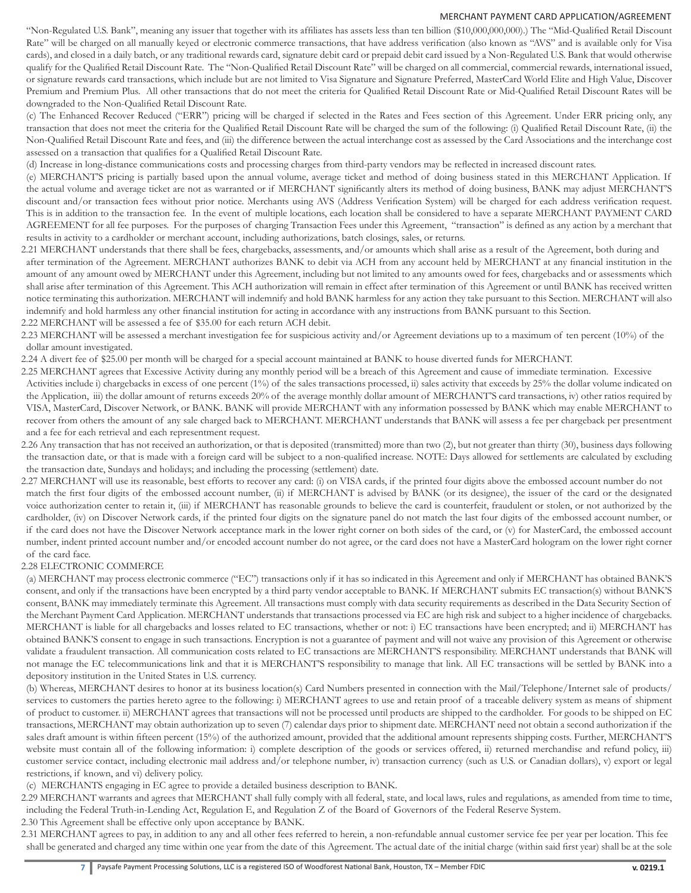"Non-Regulated U.S. Bank", meaning any issuer that together with its affiliates has assets less than ten billion ($10,000,000,000).) The "Mid-Qualified Retail Discount Rate" will be charged on all manually keyed or electronic commerce transactions, that have address verification (also known as "AVS" and is available only for Visa cards), and closed in a daily batch, or any traditional rewards card, signature debit card or prepaid debit card issued by a Non-Regulated U.S. Bank that would otherwise qualify for the Qualified Retail Discount Rate. The "Non-Qualified Retail Discount Rate" will be charged on all commercial, commercial rewards, international issued, or signature rewards card transactions, which include but are not limited to Visa Signature and Signature Preferred, MasterCard World Elite and High Value, Discover Premium and Premium Plus. All other transactions that do not meet the criteria for Qualified Retail Discount Rate or Mid-Qualified Retail Discount Rates will be downgraded to the Non-Qualified Retail Discount Rate.

(c) The Enhanced Recover Reduced ("ERR") pricing will be charged if selected in the Rates and Fees section of this Agreement. Under ERR pricing only, any transaction that does not meet the criteria for the Qualified Retail Discount Rate will be charged the sum of the following: (i) Qualified Retail Discount Rate, (ii) the Non-Qualified Retail Discount Rate and fees, and (iii) the difference between the actual interchange cost as assessed by the Card Associations and the interchange cost assessed on a transaction that qualifies for a Qualified Retail Discount Rate.

(d) Increase in long-distance communications costs and processing charges from third-party vendors may be reflected in increased discount rates.

(e) MERCHANT'S pricing is partially based upon the annual volume, average ticket and method of doing business stated in this MERCHANT Application. If the actual volume and average ticket are not as warranted or if MERCHANT significantly alters its method of doing business, BANK may adjust MERCHANT'S discount and/or transaction fees without prior notice. Merchants using AVS (Address Verification System) will be charged for each address verification request. This is in addition to the transaction fee. In the event of multiple locations, each location shall be considered to have a separate MERCHANT PAYMENT CARD AGREEMENT for all fee purposes. For the purposes of charging Transaction Fees under this Agreement, "transaction" is defined as any action by a merchant that results in activity to a cardholder or merchant account, including authorizations, batch closings, sales, or returns.

2.21 MERCHANT understands that there shall be fees, chargebacks, assessments, and/or amounts which shall arise as a result of the Agreement, both during and after termination of the Agreement. MERCHANT authorizes BANK to debit via ACH from any account held by MERCHANT at any financial institution in the amount of any amount owed by MERCHANT under this Agreement, including but not limited to any amounts owed for fees, chargebacks and or assessments which shall arise after termination of this Agreement. This ACH authorization will remain in effect after termination of this Agreement or until BANK has received written notice terminating this authorization. MERCHANT will indemnify and hold BANK harmless for any action they take pursuant to this Section. MERCHANT will also indemnify and hold harmless any other financial institution for acting in accordance with any instructions from BANK pursuant to this Section.

2.22 MERCHANT will be assessed a fee of $35.00 for each return ACH debit.

2.23 MERCHANT will be assessed a merchant investigation fee for suspicious activity and/or Agreement deviations up to a maximum of ten percent (10%) of the dollar amount investigated.

2.24 A divert fee of $25.00 per month will be charged for a special account maintained at BANK to house diverted funds for MERCHANT.

2.25 MERCHANT agrees that Excessive Activity during any monthly period will be a breach of this Agreement and cause of immediate termination. Excessive Activities include i) chargebacks in excess of one percent (1%) of the sales transactions processed, ii) sales activity that exceeds by 25% the dollar volume indicated on the Application, iii) the dollar amount of returns exceeds 20% of the average monthly dollar amount of MERCHANT'S card transactions, iv) other ratios required by VISA, MasterCard, Discover Network, or BANK. BANK will provide MERCHANT with any information possessed by BANK which may enable MERCHANT to recover from others the amount of any sale charged back to MERCHANT. MERCHANT understands that BANK will assess a fee per chargeback per presentment and a fee for each retrieval and each representment request.

2.26 Any transaction that has not received an authorization, or that is deposited (transmitted) more than two (2), but not greater than thirty (30), business days following the transaction date, or that is made with a foreign card will be subject to a non-qualified increase. NOTE: Days allowed for settlements are calculated by excluding the transaction date, Sundays and holidays; and including the processing (settlement) date.

2.27 MERCHANT will use its reasonable, best efforts to recover any card: (i) on VISA cards, if the printed four digits above the embossed account number do not match the first four digits of the embossed account number, (ii) if MERCHANT is advised by BANK (or its designee), the issuer of the card or the designated voice authorization center to retain it, (iii) if MERCHANT has reasonable grounds to believe the card is counterfeit, fraudulent or stolen, or not authorized by the cardholder, (iv) on Discover Network cards, if the printed four digits on the signature panel do not match the last four digits of the embossed account number, or if the card does not have the Discover Network acceptance mark in the lower right corner on both sides of the card, or (v) for MasterCard, the embossed account number, indent printed account number and/or encoded account number do not agree, or the card does not have a MasterCard hologram on the lower right corner of the card face.

2.28 ELECTRONIC COMMERCE

(a) MERCHANT may process electronic commerce ("EC") transactions only if it has so indicated in this Agreement and only if MERCHANT has obtained BANK'S consent, and only if the transactions have been encrypted by a third party vendor acceptable to BANK. If MERCHANT submits EC transaction(s) without BANK'S consent, BANK may immediately terminate this Agreement. All transactions must comply with data security requirements as described in the Data Security Section of the Merchant Payment Card Application. MERCHANT understands that transactions processed via EC are high risk and subject to a higher incidence of chargebacks. MERCHANT is liable for all chargebacks and losses related to EC transactions, whether or not: i) EC transactions have been encrypted; and ii) MERCHANT has obtained BANK'S consent to engage in such transactions. Encryption is not a guarantee of payment and will not waive any provision of this Agreement or otherwise validate a fraudulent transaction. All communication costs related to EC transactions are MERCHANT'S responsibility. MERCHANT understands that BANK will not manage the EC telecommunications link and that it is MERCHANT'S responsibility to manage that link. All EC transactions will be settled by BANK into a depository institution in the United States in U.S. currency.

(b) Whereas, MERCHANT desires to honor at its business location(s) Card Numbers presented in connection with the Mail/Telephone/Internet sale of products/services to customers the parties hereto agree to the following: i) MERCHANT agrees to use and retain proof of a traceable delivery system as means of shipment of product to customer. ii) MERCHANT agrees that transactions will not be processed until products are shipped to the cardholder. For goods to be shipped on EC transactions, MERCHANT may obtain authorization up to seven (7) calendar days prior to shipment date. MERCHANT need not obtain a second authorization if the sales draft amount is within fifteen percent (15%) of the authorized amount, provided that the additional amount represents shipping costs. Further, MERCHANT'S website must contain all of the following information: i) complete description of the goods or services offered, ii) returned merchandise and refund policy, iii) customer service contact, including electronic mail address and/or telephone number, iv) transaction currency (such as U.S. or Canadian dollars), v) export or legal restrictions, if known, and vi) delivery policy.

(c) MERCHANTS engaging in EC agree to provide a detailed business description to BANK.

2.29 MERCHANT warrants and agrees that MERCHANT shall fully comply with all federal, state, and local laws, rules and regulations, as amended from time to time, including the Federal Truth-in-Lending Act, Regulation E, and Regulation Z of the Board of Governors of the Federal Reserve System.

2.30 This Agreement shall be effective only upon acceptance by BANK.

2.31 MERCHANT agrees to pay, in addition to any and all other fees referred to herein, a non-refundable annual customer service fee per year per location. This fee shall be generated and charged any time within one year from the date of this Agreement. The actual date of the initial charge (within said first year) shall be at the sole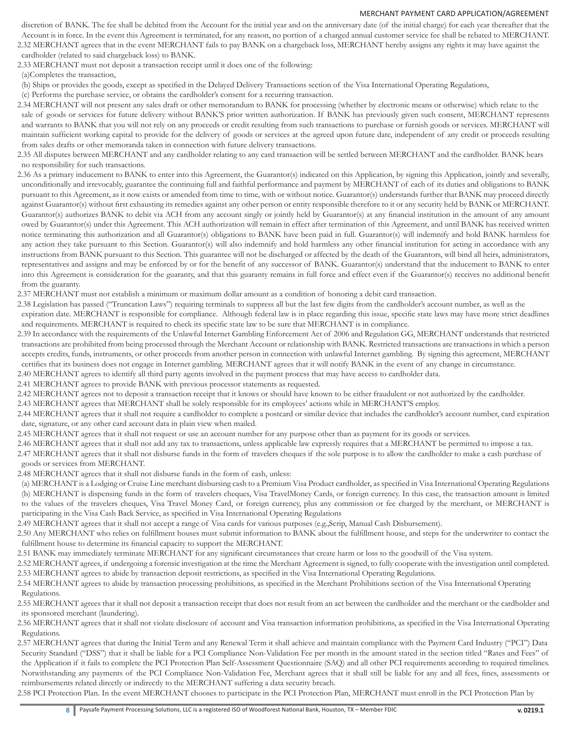discretion of BANK. The fee shall be debited from the Account for the initial year and on the anniversary date (of the initial charge) for each year thereafter that the Account is in force. In the event this Agreement is terminated, for any reason, no portion of a charged annual customer service fee shall be rebated to MERCHANT.

2.32 MERCHANT agrees that in the event MERCHANT fails to pay BANK on a chargeback loss, MERCHANT hereby assigns any rights it may have against the cardholder (related to said chargeback loss) to BANK.

2.33 MERCHANT must not deposit a transaction receipt until it does one of the following:

(a)Completes the transaction,

(b) Ships or provides the goods, except as specified in the Delayed Delivery Transactions section of the Visa International Operating Regulations,

(c) Performs the purchase service, or obtains the cardholder's consent for a recurring transaction.

2.34 MERCHANT will not present any sales draft or other memorandum to BANK for processing (whether by electronic means or otherwise) which relate to the sale of goods or services for future delivery without BANK'S prior written authorization. If BANK has previously given such consent, MERCHANT represents and warrants to BANK that you will not rely on any proceeds or credit resulting from such transactions to purchase or furnish goods or services. MERCHANT will maintain sufficient working capital to provide for the delivery of goods or services at the agreed upon future date, independent of any credit or proceeds resulting from sales drafts or other memoranda taken in connection with future delivery transactions.

2.35 All disputes between MERCHANT and any cardholder relating to any card transaction will be settled between MERCHANT and the cardholder. BANK bears no responsibility for such transactions.

2.36 As a primary inducement to BANK to enter into this Agreement, the Guarantor(s) indicated on this Application, by signing this Application, jointly and severally, unconditionally and irrevocably, guarantee the continuing full and faithful performance and payment by MERCHANT of each of its duties and obligations to BANK pursuant to this Agreement, as it now exists or amended from time to time, with or without notice. Guarantor(s) understands further that BANK may proceed directly against Guarantor(s) without first exhausting its remedies against any other person or entity responsible therefore to it or any security held by BANK or MERCHANT. Guarantor(s) authorizes BANK to debit via ACH from any account singly or jointly held by Guarantor(s) at any financial institution in the amount of any amount owed by Guarantor(s) under this Agreement. This ACH authorization will remain in effect after termination of this Agreement, and until BANK has received written notice terminating this authorization and all Guarantor(s) obligations to BANK have been paid in full. Guarantor(s) will indemnify and hold BANK harmless for any action they take pursuant to this Section. Guarantor(s) will also indemnify and hold harmless any other financial institution for acting in accordance with any instructions from BANK pursuant to this Section. This guarantee will not be discharged or affected by the death of the Guarantors, will bind all heirs, administrators, representatives and assigns and may be enforced by or for the benefit of any successor of BANK. Guarantor(s) understand that the inducement to BANK to enter into this Agreement is consideration for the guaranty, and that this guaranty remains in full force and effect even if the Guarantor(s) receives no additional benefit from the guaranty.

2.37 MERCHANT must not establish a minimum or maximum dollar amount as a condition of honoring a debit card transaction.

2.38 Legislation has passed ("Truncation Laws") requiring terminals to suppress all but the last few digits from the cardholder's account number, as well as the expiration date. MERCHANT is responsible for compliance. Although federal law is in place regarding this issue, specific state laws may have more strict deadlines and requirements. MERCHANT is required to check its specific state law to be sure that MERCHANT is in compliance.

2.39 In accordance with the requirements of the Unlawful Internet Gambling Enforcement Act of 2006 and Regulation GG, MERCHANT understands that restricted transactions are prohibited from being processed through the Merchant Account or relationship with BANK. Restricted transactions are transactions in which a person accepts credits, funds, instruments, or other proceeds from another person in connection with unlawful Internet gambling. By signing this agreement, MERCHANT certifies that its business does not engage in Internet gambling. MERCHANT agrees that it will notify BANK in the event of any change in circumstance.

2.40 MERCHANT agrees to identify all third party agents involved in the payment process that may have access to cardholder data.

2.41 MERCHANT agrees to provide BANK with previous processor statements as requested.

2.42 MERCHANT agrees not to deposit a transaction receipt that it knows or should have known to be either fraudulent or not authorized by the cardholder.

2.43 MERCHANT agrees that MERCHANT shall be solely responsible for its employees' actions while in MERCHANT'S employ.

2.44 MERCHANT agrees that it shall not require a cardholder to complete a postcard or similar device that includes the cardholder's account number, card expiration date, signature, or any other card account data in plain view when mailed.

2.45 MERCHANT agrees that it shall not request or use an account number for any purpose other than as payment for its goods or services.

2.46 MERCHANT agrees that it shall not add any tax to transactions, unless applicable law expressly requires that a MERCHANT be permitted to impose a tax.

2.47 MERCHANT agrees that it shall not disburse funds in the form of travelers cheques if the sole purpose is to allow the cardholder to make a cash purchase of goods or services from MERCHANT.

2.48 MERCHANT agrees that it shall not disburse funds in the form of cash, unless:

(a) MERCHANT is a Lodging or Cruise Line merchant disbursing cash to a Premium Visa Product cardholder, as specified in Visa International Operating Regulations

(b) MERCHANT is dispensing funds in the form of travelers cheques, Visa TravelMoney Cards, or foreign currency. In this case, the transaction amount is limited to the values of the travelers cheques, Visa Travel Money Card, or foreign currency, plus any commission or fee charged by the merchant, or MERCHANT is participating in the Visa Cash Back Service, as specified in Visa International Operating Regulations

2.49 MERCHANT agrees that it shall not accept a range of Visa cards for various purposes (e.g.,Scrip, Manual Cash Disbursement).

2.50 Any MERCHANT who relies on fulfillment houses must submit information to BANK about the fulfillment house, and steps for the underwriter to contact the fulfillment house to determine its financial capacity to support the MERCHANT.

2.51 BANK may immediately terminate MERCHANT for any significant circumstances that create harm or loss to the goodwill of the Visa system.

2.52 MERCHANT agrees, if undergoing a forensic investigation at the time the Merchant Agreement is signed, to fully cooperate with the investigation until completed.

2.53 MERCHANT agrees to abide by transaction deposit restrictions, as specified in the Visa International Operating Regulations.

2.54 MERCHANT agrees to abide by transaction processing prohibitions, as specified in the Merchant Prohibitions section of the Visa International Operating Regulations.

2.55 MERCHANT agrees that it shall not deposit a transaction receipt that does not result from an act between the cardholder and the merchant or the cardholder and its sponsored merchant (laundering).

2.56 MERCHANT agrees that it shall not violate disclosure of account and Visa transaction information prohibitions, as specified in the Visa International Operating Regulations.

2.57 MERCHANT agrees that during the Initial Term and any Renewal Term it shall achieve and maintain compliance with the Payment Card Industry ("PCI") Data Security Standard ("DSS") that it shall be liable for a PCI Compliance Non-Validation Fee per month in the amount stated in the section titled "Rates and Fees" of the Application if it fails to complete the PCI Protection Plan Self-Assessment Questionnaire (SAQ) and all other PCI requirements according to required timelines. Notwithstanding any payments of the PCI Compliance Non-Validation Fee, Merchant agrees that it shall still be liable for any and all fees, fines, assessments or reimbursements related directly or indirectly to the MERCHANT suffering a data security breach.

2.58 PCI Protection Plan. In the event MERCHANT chooses to participate in the PCI Protection Plan, MERCHANT must enroll in the PCI Protection Plan by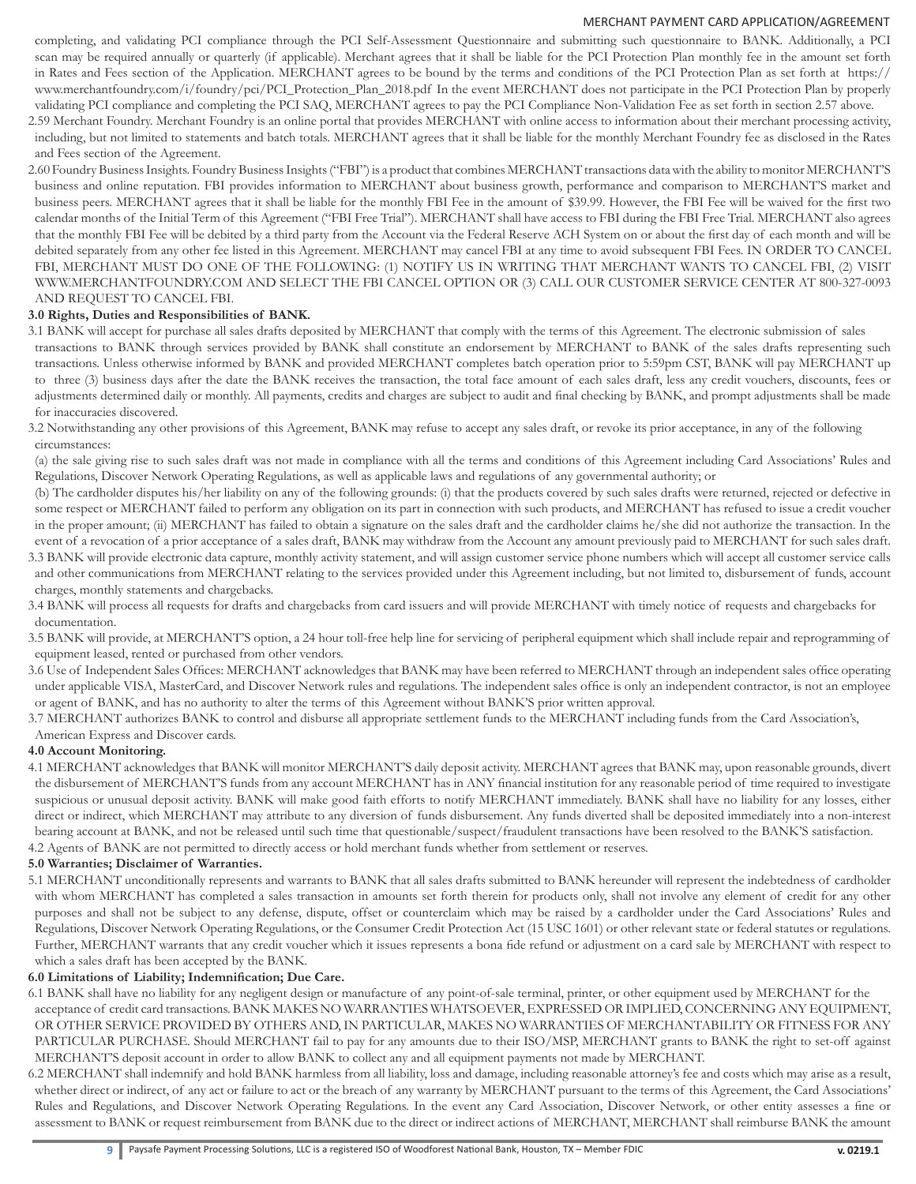completing, and validating PCI compliance through the PCI Self-Assessment Questionnaire and submitting such questionnaire to BANK. Additionally, a PCI scan may be required annually or quarterly (if applicable). Merchant agrees that it shall be liable for the PCI Protection Plan monthly fee in the amount set forth in Rates and Fees section of the Application. MERCHANT agrees to be bound by the terms and conditions of the PCI Protection Plan as set forth at https://www.merchantfoundry.com/i/foundry/pci/PCI_Protection_Plan_2018.pdf In the event MERCHANT does not participate in the PCI Protection Plan by properly validating PCI compliance and completing the PCI SAQ, MERCHANT agrees to pay the PCI Compliance Non-Validation Fee as set forth in section 2.57 above.

2.59 Merchant Foundry. Merchant Foundry is an online portal that provides MERCHANT with online access to information about their merchant processing activity, including, but not limited to statements and batch totals. MERCHANT agrees that it shall be liable for the monthly Merchant Foundry fee as disclosed in the Rates and Fees section of the Agreement.

2.60 Foundry Business Insights. Foundry Business Insights ("FBI") is a product that combines MERCHANT transactions data with the ability to monitor MERCHANT'S business and online reputation. FBI provides information to MERCHANT about business growth, performance and comparison to MERCHANT'S market and business peers. MERCHANT agrees that it shall be liable for the monthly FBI Fee in the amount of $39.99. However, the FBI Fee will be waived for the first two calendar months of the Initial Term of this Agreement ("FBI Free Trial"). MERCHANT shall have access to FBI during the FBI Free Trial. MERCHANT also agrees that the monthly FBI Fee will be debited by a third party from the Account via the Federal Reserve ACH System on or about the first day of each month and will be debited separately from any other fee listed in this Agreement. MERCHANT may cancel FBI at any time to avoid subsequent FBI Fees. IN ORDER TO CANCEL FBI, MERCHANT MUST DO ONE OF THE FOLLOWING: (1) NOTIFY US IN WRITING THAT MERCHANT WANTS TO CANCEL FBI, (2) VISIT WWW.MERCHANTFOUNDRY.COM AND SELECT THE FBI CANCEL OPTION OR (3) CALL OUR CUSTOMER SERVICE CENTER AT 800-327-0093 AND REQUEST TO CANCEL FBI.

**3.0 Rights, Duties and Responsibilities of BANK.**

3.1 BANK will accept for purchase all sales drafts deposited by MERCHANT that comply with the terms of this Agreement. The electronic submission of sales transactions to BANK through services provided by BANK shall constitute an endorsement by MERCHANT to BANK of the sales drafts representing such transactions. Unless otherwise informed by BANK and provided MERCHANT completes batch operation prior to 5:59pm CST, BANK will pay MERCHANT up to three (3) business days after the date the BANK receives the transaction, the total face amount of each sales draft, less any credit vouchers, discounts, fees or adjustments determined daily or monthly. All payments, credits and charges are subject to audit and final checking by BANK, and prompt adjustments shall be made for inaccuracies discovered.

3.2 Notwithstanding any other provisions of this Agreement, BANK may refuse to accept any sales draft, or revoke its prior acceptance, in any of the following circumstances:

(a) the sale giving rise to such sales draft was not made in compliance with all the terms and conditions of this Agreement including Card Associations' Rules and Regulations, Discover Network Operating Regulations, as well as applicable laws and regulations of any governmental authority; or

(b) The cardholder disputes his/her liability on any of the following grounds: (i) that the products covered by such sales drafts were returned, rejected or defective in some respect or MERCHANT failed to perform any obligation on its part in connection with such products, and MERCHANT has refused to issue a credit voucher in the proper amount; (ii) MERCHANT has failed to obtain a signature on the sales draft and the cardholder claims he/she did not authorize the transaction. In the event of a revocation of a prior acceptance of a sales draft, BANK may withdraw from the Account any amount previously paid to MERCHANT for such sales draft.

3.3 BANK will provide electronic data capture, monthly activity statement, and will assign customer service phone numbers which will accept all customer service calls and other communications from MERCHANT relating to the services provided under this Agreement including, but not limited to, disbursement of funds, account charges, monthly statements and chargebacks.

3.4 BANK will process all requests for drafts and chargebacks from card issuers and will provide MERCHANT with timely notice of requests and chargebacks for documentation.

3.5 BANK will provide, at MERCHANT'S option, a 24 hour toll-free help line for servicing of peripheral equipment which shall include repair and reprogramming of equipment leased, rented or purchased from other vendors.

3.6 Use of Independent Sales Offices: MERCHANT acknowledges that BANK may have been referred to MERCHANT through an independent sales office operating under applicable VISA, MasterCard, and Discover Network rules and regulations. The independent sales office is only an independent contractor, is not an employee or agent of BANK, and has no authority to alter the terms of this Agreement without BANK'S prior written approval.

3.7 MERCHANT authorizes BANK to control and disburse all appropriate settlement funds to the MERCHANT including funds from the Card Association's, American Express and Discover cards.

**4.0 Account Monitoring.**

4.1 MERCHANT acknowledges that BANK will monitor MERCHANT'S daily deposit activity. MERCHANT agrees that BANK may, upon reasonable grounds, divert the disbursement of MERCHANT'S funds from any account MERCHANT has in ANY financial institution for any reasonable period of time required to investigate suspicious or unusual deposit activity. BANK will make good faith efforts to notify MERCHANT immediately. BANK shall have no liability for any losses, either direct or indirect, which MERCHANT may attribute to any diversion of funds disbursement. Any funds diverted shall be deposited immediately into a non-interest bearing account at BANK, and not be released until such time that questionable/suspect/fraudulent transactions have been resolved to the BANK'S satisfaction.

4.2 Agents of BANK are not permitted to directly access or hold merchant funds whether from settlement or reserves.

**5.0 Warranties; Disclaimer of Warranties.**

5.1 MERCHANT unconditionally represents and warrants to BANK that all sales drafts submitted to BANK hereunder will represent the indebtedness of cardholder with whom MERCHANT has completed a sales transaction in amounts set forth therein for products only, shall not involve any element of credit for any other purposes and shall not be subject to any defense, dispute, offset or counterclaim which may be raised by a cardholder under the Card Associations' Rules and Regulations, Discover Network Operating Regulations, or the Consumer Credit Protection Act (15 USC 1601) or other relevant state or federal statutes or regulations. Further, MERCHANT warrants that any credit voucher which it issues represents a bona fide refund or adjustment on a card sale by MERCHANT with respect to which a sales draft has been accepted by the BANK.

**6.0 Limitations of Liability; Indemnification; Due Care.**

6.1 BANK shall have no liability for any negligent design or manufacture of any point-of-sale terminal, printer, or other equipment used by MERCHANT for the acceptance of credit card transactions. BANK MAKES NO WARRANTIES WHATSOEVER, EXPRESSED OR IMPLIED, CONCERNING ANY EQUIPMENT, OR OTHER SERVICE PROVIDED BY OTHERS AND, IN PARTICULAR, MAKES NO WARRANTIES OF MERCHANTABILITY OR FITNESS FOR ANY PARTICULAR PURCHASE. Should MERCHANT fail to pay for any amounts due to their ISO/MSP, MERCHANT grants to BANK the right to set-off against MERCHANT'S deposit account in order to allow BANK to collect any and all equipment payments not made by MERCHANT.

6.2 MERCHANT shall indemnify and hold BANK harmless from all liability, loss and damage, including reasonable attorney's fee and costs which may arise as a result, whether direct or indirect, of any act or failure to act or the breach of any warranty by MERCHANT pursuant to the terms of this Agreement, the Card Associations' Rules and Regulations, and Discover Network Operating Regulations. In the event any Card Association, Discover Network, or other entity assesses a fine or assessment to BANK or request reimbursement from BANK due to the direct or indirect actions of MERCHANT, MERCHANT shall reimburse BANK the amount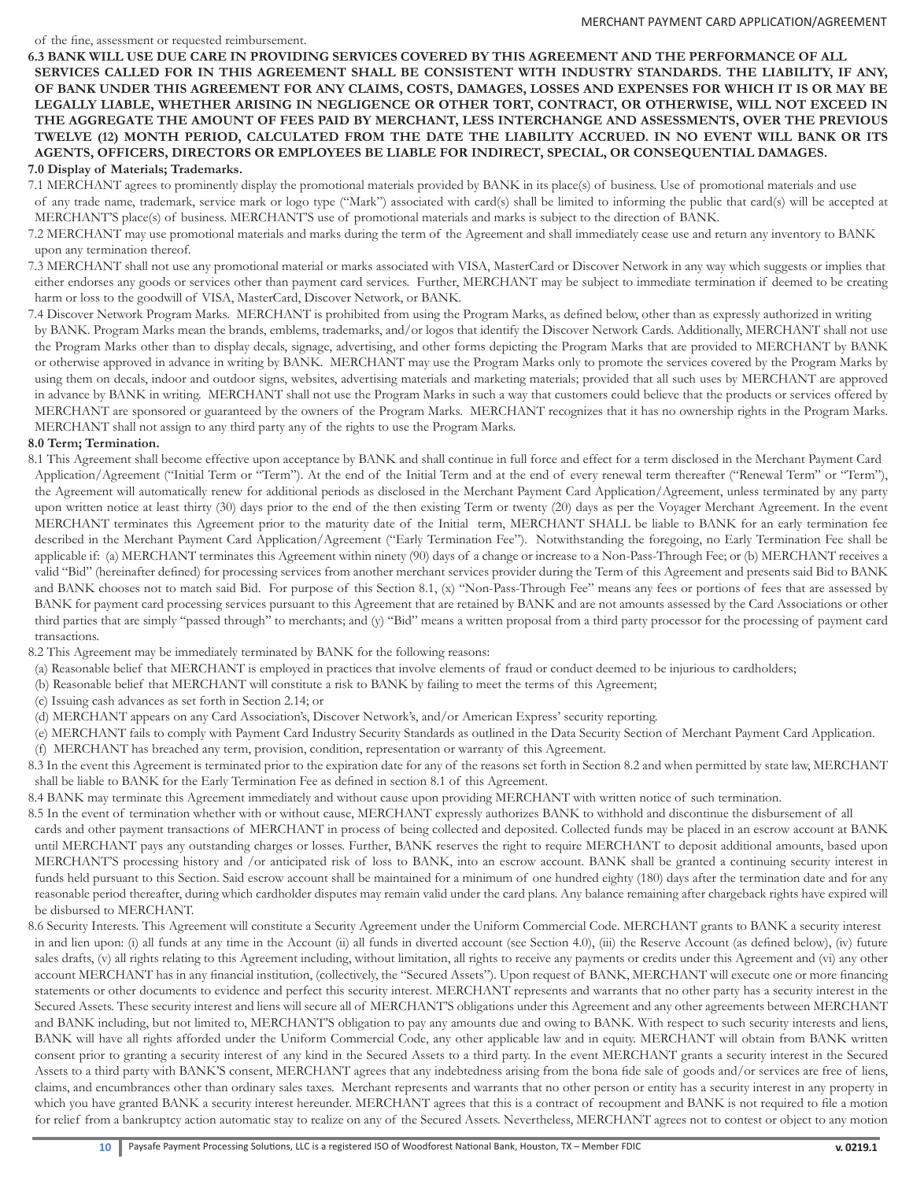of the fine, assessment or requested reimbursement.

**6.3 BANK WILL USE DUE CARE IN PROVIDING SERVICES COVERED BY THIS AGREEMENT AND THE PERFORMANCE OF ALL SERVICES CALLED FOR IN THIS AGREEMENT SHALL BE CONSISTENT WITH INDUSTRY STANDARDS. THE LIABILITY, IF ANY, OF BANK UNDER THIS AGREEMENT FOR ANY CLAIMS, COSTS, DAMAGES, LOSSES AND EXPENSES FOR WHICH IT IS OR MAY BE LEGALLY LIABLE, WHETHER ARISING IN NEGLIGENCE OR OTHER TORT, CONTRACT, OR OTHERWISE, WILL NOT EXCEED IN THE AGGREGATE THE AMOUNT OF FEES PAID BY MERCHANT, LESS INTERCHANGE AND ASSESSMENTS, OVER THE PREVIOUS TWELVE (12) MONTH PERIOD, CALCULATED FROM THE DATE THE LIABILITY ACCRUED. IN NO EVENT WILL BANK OR ITS AGENTS, OFFICERS, DIRECTORS OR EMPLOYEES BE LIABLE FOR INDIRECT, SPECIAL, OR CONSEQUENTIAL DAMAGES.**

**7.0 Display of Materials; Trademarks.**

7.1 MERCHANT agrees to prominently display the promotional materials provided by BANK in its place(s) of business. Use of promotional materials and use of any trade name, trademark, service mark or logo type ("Mark") associated with card(s) shall be limited to informing the public that card(s) will be accepted at MERCHANT'S place(s) of business. MERCHANT'S use of promotional materials and marks is subject to the direction of BANK.

7.2 MERCHANT may use promotional materials and marks during the term of the Agreement and shall immediately cease use and return any inventory to BANK upon any termination thereof.

7.3 MERCHANT shall not use any promotional material or marks associated with VISA, MasterCard or Discover Network in any way which suggests or implies that either endorses any goods or services other than payment card services. Further, MERCHANT may be subject to immediate termination if deemed to be creating harm or loss to the goodwill of VISA, MasterCard, Discover Network, or BANK.

7.4 Discover Network Program Marks. MERCHANT is prohibited from using the Program Marks, as defined below, other than as expressly authorized in writing by BANK. Program Marks mean the brands, emblems, trademarks, and/or logos that identify the Discover Network Cards. Additionally, MERCHANT shall not use the Program Marks other than to display decals, signage, advertising, and other forms depicting the Program Marks that are provided to MERCHANT by BANK or otherwise approved in advance in writing by BANK. MERCHANT may use the Program Marks only to promote the services covered by the Program Marks by using them on decals, indoor and outdoor signs, websites, advertising materials and marketing materials; provided that all such uses by MERCHANT are approved in advance by BANK in writing. MERCHANT shall not use the Program Marks in such a way that customers could believe that the products or services offered by MERCHANT are sponsored or guaranteed by the owners of the Program Marks. MERCHANT recognizes that it has no ownership rights in the Program Marks. MERCHANT shall not assign to any third party any of the rights to use the Program Marks.

**8.0 Term; Termination.**

8.1 This Agreement shall become effective upon acceptance by BANK and shall continue in full force and effect for a term disclosed in the Merchant Payment Card Application/Agreement ("Initial Term or "Term"). At the end of the Initial Term and at the end of every renewal term thereafter ("Renewal Term" or "Term"), the Agreement will automatically renew for additional periods as disclosed in the Merchant Payment Card Application/Agreement, unless terminated by any party upon written notice at least thirty (30) days prior to the end of the then existing Term or twenty (20) days as per the Voyager Merchant Agreement. In the event MERCHANT terminates this Agreement prior to the maturity date of the Initial term, MERCHANT SHALL be liable to BANK for an early termination fee described in the Merchant Payment Card Application/Agreement ("Early Termination Fee"). Notwithstanding the foregoing, no Early Termination Fee shall be applicable if: (a) MERCHANT terminates this Agreement within ninety (90) days of a change or increase to a Non-Pass-Through Fee; or (b) MERCHANT receives a valid "Bid" (hereinafter defined) for processing services from another merchant services provider during the Term of this Agreement and presents said Bid to BANK and BANK chooses not to match said Bid. For purpose of this Section 8.1, (x) "Non-Pass-Through Fee" means any fees or portions of fees that are assessed by BANK for payment card processing services pursuant to this Agreement that are retained by BANK and are not amounts assessed by the Card Associations or other third parties that are simply "passed through" to merchants; and (y) "Bid" means a written proposal from a third party processor for the processing of payment card transactions.

8.2 This Agreement may be immediately terminated by BANK for the following reasons:

(a) Reasonable belief that MERCHANT is employed in practices that involve elements of fraud or conduct deemed to be injurious to cardholders;

(b) Reasonable belief that MERCHANT will constitute a risk to BANK by failing to meet the terms of this Agreement;

(c) Issuing cash advances as set forth in Section 2.14; or

(d) MERCHANT appears on any Card Association's, Discover Network's, and/or American Express' security reporting.

(e) MERCHANT fails to comply with Payment Card Industry Security Standards as outlined in the Data Security Section of Merchant Payment Card Application.

(f) MERCHANT has breached any term, provision, condition, representation or warranty of this Agreement.

8.3 In the event this Agreement is terminated prior to the expiration date for any of the reasons set forth in Section 8.2 and when permitted by state law, MERCHANT shall be liable to BANK for the Early Termination Fee as defined in section 8.1 of this Agreement.

8.4 BANK may terminate this Agreement immediately and without cause upon providing MERCHANT with written notice of such termination.

8.5 In the event of termination whether with or without cause, MERCHANT expressly authorizes BANK to withhold and discontinue the disbursement of all cards and other payment transactions of MERCHANT in process of being collected and deposited. Collected funds may be placed in an escrow account at BANK until MERCHANT pays any outstanding charges or losses. Further, BANK reserves the right to require MERCHANT to deposit additional amounts, based upon MERCHANT'S processing history and /or anticipated risk of loss to BANK, into an escrow account. BANK shall be granted a continuing security interest in funds held pursuant to this Section. Said escrow account shall be maintained for a minimum of one hundred eighty (180) days after the termination date and for any reasonable period thereafter, during which cardholder disputes may remain valid under the card plans. Any balance remaining after chargeback rights have expired will be disbursed to MERCHANT.

8.6 Security Interests. This Agreement will constitute a Security Agreement under the Uniform Commercial Code. MERCHANT grants to BANK a security interest in and lien upon: (i) all funds at any time in the Account (ii) all funds in diverted account (see Section 4.0), (iii) the Reserve Account (as defined below), (iv) future sales drafts, (v) all rights relating to this Agreement including, without limitation, all rights to receive any payments or credits under this Agreement and (vi) any other account MERCHANT has in any financial institution, (collectively, the "Secured Assets"). Upon request of BANK, MERCHANT will execute one or more financing statements or other documents to evidence and perfect this security interest. MERCHANT represents and warrants that no other party has a security interest in the Secured Assets. These security interest and liens will secure all of MERCHANT'S obligations under this Agreement and any other agreements between MERCHANT and BANK including, but not limited to, MERCHANT'S obligation to pay any amounts due and owing to BANK. With respect to such security interests and liens, BANK will have all rights afforded under the Uniform Commercial Code, any other applicable law and in equity. MERCHANT will obtain from BANK written consent prior to granting a security interest of any kind in the Secured Assets to a third party. In the event MERCHANT grants a security interest in the Secured Assets to a third party with BANK'S consent, MERCHANT agrees that any indebtedness arising from the bona fide sale of goods and/or services are free of liens, claims, and encumbrances other than ordinary sales taxes. Merchant represents and warrants that no other person or entity has a security interest in any property in which you have granted BANK a security interest hereunder. MERCHANT agrees that this is a contract of recoupment and BANK is not required to file a motion for relief from a bankruptcy action automatic stay to realize on any of the Secured Assets. Nevertheless, MERCHANT agrees not to contest or object to any motion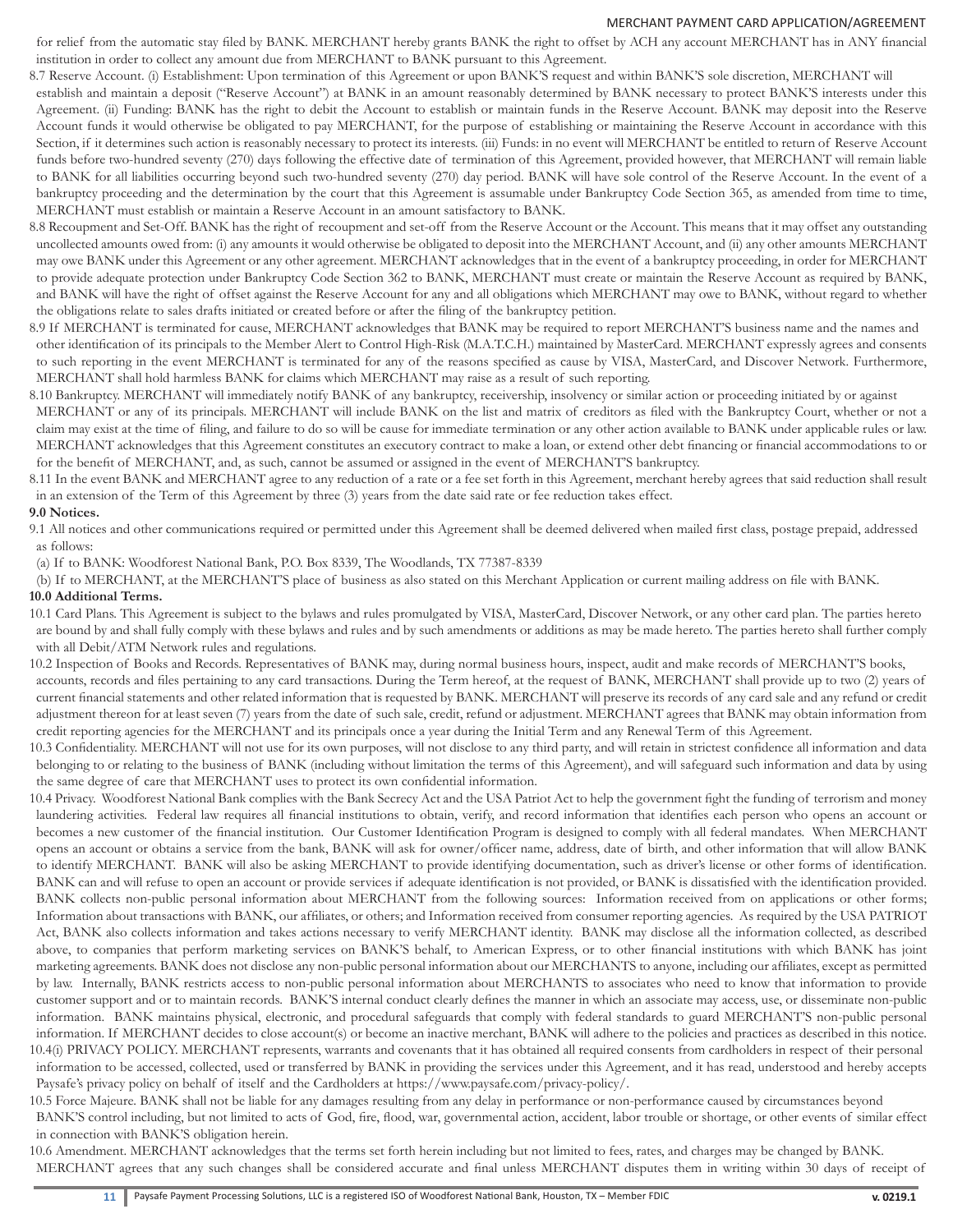for relief from the automatic stay filed by BANK. MERCHANT hereby grants BANK the right to offset by ACH any account MERCHANT has in ANY financial institution in order to collect any amount due from MERCHANT to BANK pursuant to this Agreement.

8.7 Reserve Account. (i) Establishment: Upon termination of this Agreement or upon BANK'S request and within BANK'S sole discretion, MERCHANT will establish and maintain a deposit ("Reserve Account") at BANK in an amount reasonably determined by BANK necessary to protect BANK'S interests under this Agreement. (ii) Funding: BANK has the right to debit the Account to establish or maintain funds in the Reserve Account. BANK may deposit into the Reserve Account funds it would otherwise be obligated to pay MERCHANT, for the purpose of establishing or maintaining the Reserve Account in accordance with this Section, if it determines such action is reasonably necessary to protect its interests. (iii) Funds: in no event will MERCHANT be entitled to return of Reserve Account funds before two-hundred seventy (270) days following the effective date of termination of this Agreement, provided however, that MERCHANT will remain liable to BANK for all liabilities occurring beyond such two-hundred seventy (270) day period. BANK will have sole control of the Reserve Account. In the event of a bankruptcy proceeding and the determination by the court that this Agreement is assumable under Bankruptcy Code Section 365, as amended from time to time, MERCHANT must establish or maintain a Reserve Account in an amount satisfactory to BANK.

8.8 Recoupment and Set-Off. BANK has the right of recoupment and set-off from the Reserve Account or the Account. This means that it may offset any outstanding uncollected amounts owed from: (i) any amounts it would otherwise be obligated to deposit into the MERCHANT Account, and (ii) any other amounts MERCHANT may owe BANK under this Agreement or any other agreement. MERCHANT acknowledges that in the event of a bankruptcy proceeding, in order for MERCHANT to provide adequate protection under Bankruptcy Code Section 362 to BANK, MERCHANT must create or maintain the Reserve Account as required by BANK, and BANK will have the right of offset against the Reserve Account for any and all obligations which MERCHANT may owe to BANK, without regard to whether the obligations relate to sales drafts initiated or created before or after the filing of the bankruptcy petition.

8.9 If MERCHANT is terminated for cause, MERCHANT acknowledges that BANK may be required to report MERCHANT'S business name and the names and other identification of its principals to the Member Alert to Control High-Risk (M.A.T.C.H.) maintained by MasterCard. MERCHANT expressly agrees and consents to such reporting in the event MERCHANT is terminated for any of the reasons specified as cause by VISA, MasterCard, and Discover Network. Furthermore, MERCHANT shall hold harmless BANK for claims which MERCHANT may raise as a result of such reporting.

8.10 Bankruptcy. MERCHANT will immediately notify BANK of any bankruptcy, receivership, insolvency or similar action or proceeding initiated by or against MERCHANT or any of its principals. MERCHANT will include BANK on the list and matrix of creditors as filed with the Bankruptcy Court, whether or not a claim may exist at the time of filing, and failure to do so will be cause for immediate termination or any other action available to BANK under applicable rules or law. MERCHANT acknowledges that this Agreement constitutes an executory contract to make a loan, or extend other debt financing or financial accommodations to or for the benefit of MERCHANT, and, as such, cannot be assumed or assigned in the event of MERCHANT'S bankruptcy.

8.11 In the event BANK and MERCHANT agree to any reduction of a rate or a fee set forth in this Agreement, merchant hereby agrees that said reduction shall result in an extension of the Term of this Agreement by three (3) years from the date said rate or fee reduction takes effect.

**9.0 Notices.**

9.1 All notices and other communications required or permitted under this Agreement shall be deemed delivered when mailed first class, postage prepaid, addressed as follows:

(a) If to BANK: Woodforest National Bank, P.O. Box 8339, The Woodlands, TX 77387-8339

(b) If to MERCHANT, at the MERCHANT'S place of business as also stated on this Merchant Application or current mailing address on file with BANK.

**10.0 Additional Terms.**

10.1 Card Plans. This Agreement is subject to the bylaws and rules promulgated by VISA, MasterCard, Discover Network, or any other card plan. The parties hereto are bound by and shall fully comply with these bylaws and rules and by such amendments or additions as may be made hereto. The parties hereto shall further comply with all Debit/ATM Network rules and regulations.

10.2 Inspection of Books and Records. Representatives of BANK may, during normal business hours, inspect, audit and make records of MERCHANT'S books, accounts, records and files pertaining to any card transactions. During the Term hereof, at the request of BANK, MERCHANT shall provide up to two (2) years of current financial statements and other related information that is requested by BANK. MERCHANT will preserve its records of any card sale and any refund or credit adjustment thereon for at least seven (7) years from the date of such sale, credit, refund or adjustment. MERCHANT agrees that BANK may obtain information from credit reporting agencies for the MERCHANT and its principals once a year during the Initial Term and any Renewal Term of this Agreement.

10.3 Confidentiality. MERCHANT will not use for its own purposes, will not disclose to any third party, and will retain in strictest confidence all information and data belonging to or relating to the business of BANK (including without limitation the terms of this Agreement), and will safeguard such information and data by using the same degree of care that MERCHANT uses to protect its own confidential information.

10.4 Privacy. Woodforest National Bank complies with the Bank Secrecy Act and the USA Patriot Act to help the government fight the funding of terrorism and money laundering activities. Federal law requires all financial institutions to obtain, verify, and record information that identifies each person who opens an account or becomes a new customer of the financial institution. Our Customer Identification Program is designed to comply with all federal mandates. When MERCHANT opens an account or obtains a service from the bank, BANK will ask for owner/officer name, address, date of birth, and other information that will allow BANK to identify MERCHANT. BANK will also be asking MERCHANT to provide identifying documentation, such as driver's license or other forms of identification. BANK can and will refuse to open an account or provide services if adequate identification is not provided, or BANK is dissatisfied with the identification provided. BANK collects non-public personal information about MERCHANT from the following sources: Information received from on applications or other forms; Information about transactions with BANK, our affiliates, or others; and Information received from consumer reporting agencies. As required by the USA PATRIOT Act, BANK also collects information and takes actions necessary to verify MERCHANT identity. BANK may disclose all the information collected, as described above, to companies that perform marketing services on BANK'S behalf, to American Express, or to other financial institutions with which BANK has joint marketing agreements. BANK does not disclose any non-public personal information about our MERCHANTS to anyone, including our affiliates, except as permitted by law. Internally, BANK restricts access to non-public personal information about MERCHANTS to associates who need to know that information to provide customer support and or to maintain records. BANK'S internal conduct clearly defines the manner in which an associate may access, use, or disseminate non-public information. BANK maintains physical, electronic, and procedural safeguards that comply with federal standards to guard MERCHANT'S non-public personal information. If MERCHANT decides to close account(s) or become an inactive merchant, BANK will adhere to the policies and practices as described in this notice.

10.4(i) PRIVACY POLICY. MERCHANT represents, warrants and covenants that it has obtained all required consents from cardholders in respect of their personal information to be accessed, collected, used or transferred by BANK in providing the services under this Agreement, and it has read, understood and hereby accepts Paysafe's privacy policy on behalf of itself and the Cardholders at https://www.paysafe.com/privacy-policy/.

10.5 Force Majeure. BANK shall not be liable for any damages resulting from any delay in performance or non-performance caused by circumstances beyond BANK'S control including, but not limited to acts of God, fire, flood, war, governmental action, accident, labor trouble or shortage, or other events of similar effect in connection with BANK'S obligation herein.

10.6 Amendment. MERCHANT acknowledges that the terms set forth herein including but not limited to fees, rates, and charges may be changed by BANK. MERCHANT agrees that any such changes shall be considered accurate and final unless MERCHANT disputes them in writing within 30 days of receipt of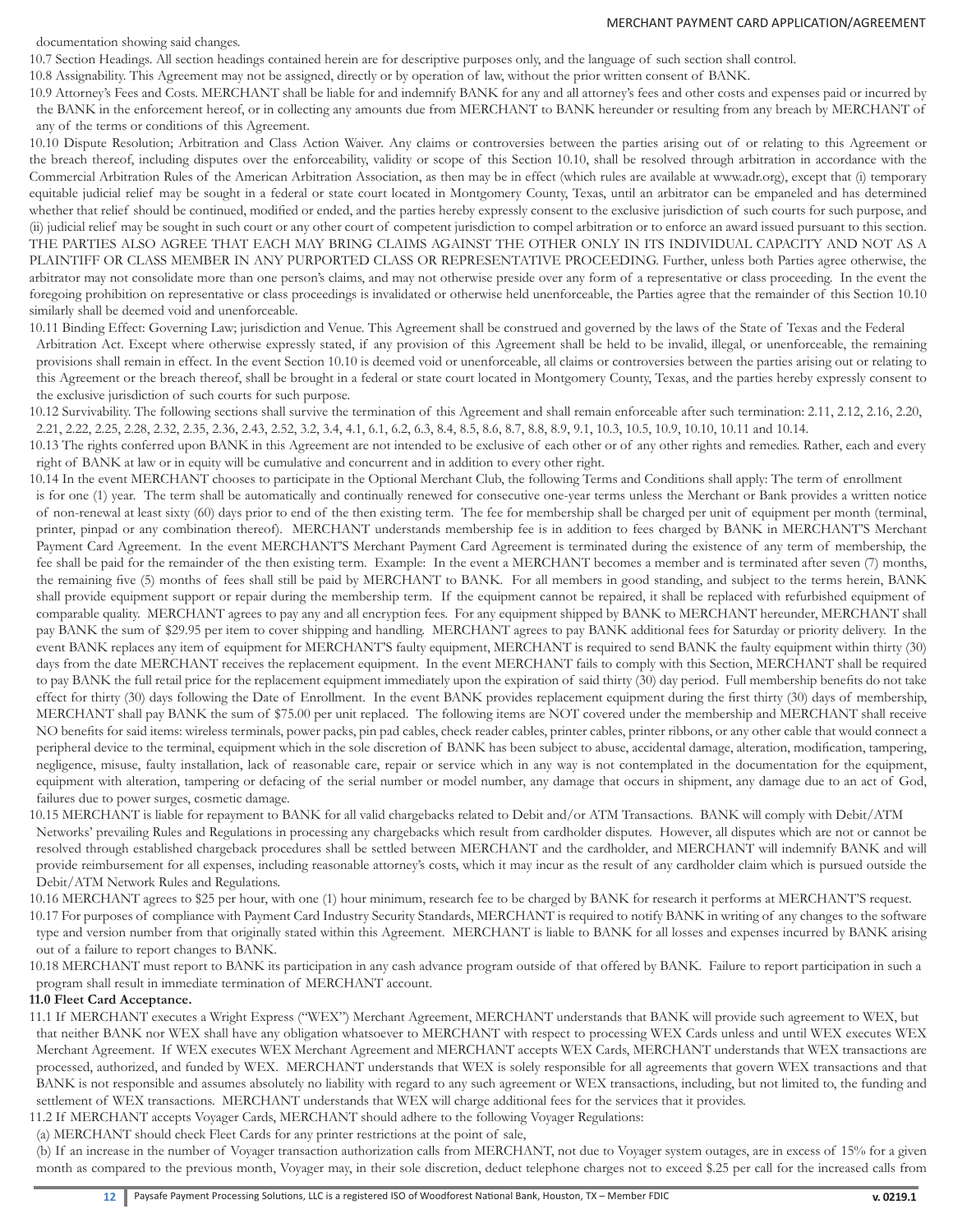documentation showing said changes.

10.7 Section Headings. All section headings contained herein are for descriptive purposes only, and the language of such section shall control.

10.8 Assignability. This Agreement may not be assigned, directly or by operation of law, without the prior written consent of BANK.

10.9 Attorney's Fees and Costs. MERCHANT shall be liable for and indemnify BANK for any and all attorney's fees and other costs and expenses paid or incurred by the BANK in the enforcement hereof, or in collecting any amounts due from MERCHANT to BANK hereunder or resulting from any breach by MERCHANT of any of the terms or conditions of this Agreement.

10.10 Dispute Resolution; Arbitration and Class Action Waiver. Any claims or controversies between the parties arising out of or relating to this Agreement or the breach thereof, including disputes over the enforceability, validity or scope of this Section 10.10, shall be resolved through arbitration in accordance with the Commercial Arbitration Rules of the American Arbitration Association, as then may be in effect (which rules are available at www.adr.org), except that (i) temporary equitable judicial relief may be sought in a federal or state court located in Montgomery County, Texas, until an arbitrator can be empaneled and has determined whether that relief should be continued, modified or ended, and the parties hereby expressly consent to the exclusive jurisdiction of such courts for such purpose, and (ii) judicial relief may be sought in such court or any other court of competent jurisdiction to compel arbitration or to enforce an award issued pursuant to this section. THE PARTIES ALSO AGREE THAT EACH MAY BRING CLAIMS AGAINST THE OTHER ONLY IN ITS INDIVIDUAL CAPACITY AND NOT AS A PLAINTIFF OR CLASS MEMBER IN ANY PURPORTED CLASS OR REPRESENTATIVE PROCEEDING. Further, unless both Parties agree otherwise, the arbitrator may not consolidate more than one person's claims, and may not otherwise preside over any form of a representative or class proceeding. In the event the foregoing prohibition on representative or class proceedings is invalidated or otherwise held unenforceable, the Parties agree that the remainder of this Section 10.10 similarly shall be deemed void and unenforceable.

10.11 Binding Effect: Governing Law; jurisdiction and Venue. This Agreement shall be construed and governed by the laws of the State of Texas and the Federal Arbitration Act. Except where otherwise expressly stated, if any provision of this Agreement shall be held to be invalid, illegal, or unenforceable, the remaining provisions shall remain in effect. In the event Section 10.10 is deemed void or unenforceable, all claims or controversies between the parties arising out or relating to this Agreement or the breach thereof, shall be brought in a federal or state court located in Montgomery County, Texas, and the parties hereby expressly consent to the exclusive jurisdiction of such courts for such purpose.

10.12 Survivability. The following sections shall survive the termination of this Agreement and shall remain enforceable after such termination: 2.11, 2.12, 2.16, 2.20, 2.21, 2.22, 2.25, 2.28, 2.32, 2.35, 2.36, 2.43, 2.52, 3.2, 3.4, 4.1, 6.1, 6.2, 6.3, 8.4, 8.5, 8.6, 8.7, 8.8, 8.9, 9.1, 10.3, 10.5, 10.9, 10.10, 10.11 and 10.14.

10.13 The rights conferred upon BANK in this Agreement are not intended to be exclusive of each other or of any other rights and remedies. Rather, each and every right of BANK at law or in equity will be cumulative and concurrent and in addition to every other right.

10.14 In the event MERCHANT chooses to participate in the Optional Merchant Club, the following Terms and Conditions shall apply: The term of enrollment is for one (1) year. The term shall be automatically and continually renewed for consecutive one-year terms unless the Merchant or Bank provides a written notice of non-renewal at least sixty (60) days prior to end of the then existing term. The fee for membership shall be charged per unit of equipment per month (terminal, printer, pinpad or any combination thereof). MERCHANT understands membership fee is in addition to fees charged by BANK in MERCHANT'S Merchant Payment Card Agreement. In the event MERCHANT'S Merchant Payment Card Agreement is terminated during the existence of any term of membership, the fee shall be paid for the remainder of the then existing term. Example: In the event a MERCHANT becomes a member and is terminated after seven (7) months, the remaining five (5) months of fees shall still be paid by MERCHANT to BANK. For all members in good standing, and subject to the terms herein, BANK shall provide equipment support or repair during the membership term. If the equipment cannot be repaired, it shall be replaced with refurbished equipment of comparable quality. MERCHANT agrees to pay any and all encryption fees. For any equipment shipped by BANK to MERCHANT hereunder, MERCHANT shall pay BANK the sum of $29.95 per item to cover shipping and handling. MERCHANT agrees to pay BANK additional fees for Saturday or priority delivery. In the event BANK replaces any item of equipment for MERCHANT'S faulty equipment, MERCHANT is required to send BANK the faulty equipment within thirty (30) days from the date MERCHANT receives the replacement equipment. In the event MERCHANT fails to comply with this Section, MERCHANT shall be required to pay BANK the full retail price for the replacement equipment immediately upon the expiration of said thirty (30) day period. Full membership benefits do not take effect for thirty (30) days following the Date of Enrollment. In the event BANK provides replacement equipment during the first thirty (30) days of membership, MERCHANT shall pay BANK the sum of $75.00 per unit replaced. The following items are NOT covered under the membership and MERCHANT shall receive NO benefits for said items: wireless terminals, power packs, pin pad cables, check reader cables, printer cables, printer ribbons, or any other cable that would connect a peripheral device to the terminal, equipment which in the sole discretion of BANK has been subject to abuse, accidental damage, alteration, modification, tampering, negligence, misuse, faulty installation, lack of reasonable care, repair or service which in any way is not contemplated in the documentation for the equipment, equipment with alteration, tampering or defacing of the serial number or model number, any damage that occurs in shipment, any damage due to an act of God, failures due to power surges, cosmetic damage.

10.15 MERCHANT is liable for repayment to BANK for all valid chargebacks related to Debit and/or ATM Transactions. BANK will comply with Debit/ATM Networks' prevailing Rules and Regulations in processing any chargebacks which result from cardholder disputes. However, all disputes which are not or cannot be resolved through established chargeback procedures shall be settled between MERCHANT and the cardholder, and MERCHANT will indemnify BANK and will provide reimbursement for all expenses, including reasonable attorney's costs, which it may incur as the result of any cardholder claim which is pursued outside the Debit/ATM Network Rules and Regulations.

10.16 MERCHANT agrees to $25 per hour, with one (1) hour minimum, research fee to be charged by BANK for research it performs at MERCHANT'S request.

10.17 For purposes of compliance with Payment Card Industry Security Standards, MERCHANT is required to notify BANK in writing of any changes to the software type and version number from that originally stated within this Agreement. MERCHANT is liable to BANK for all losses and expenses incurred by BANK arising out of a failure to report changes to BANK.

10.18 MERCHANT must report to BANK its participation in any cash advance program outside of that offered by BANK. Failure to report participation in such a program shall result in immediate termination of MERCHANT account.

**11.0 Fleet Card Acceptance.**

11.1 If MERCHANT executes a Wright Express ("WEX") Merchant Agreement, MERCHANT understands that BANK will provide such agreement to WEX, but that neither BANK nor WEX shall have any obligation whatsoever to MERCHANT with respect to processing WEX Cards unless and until WEX executes WEX Merchant Agreement. If WEX executes WEX Merchant Agreement and MERCHANT accepts WEX Cards, MERCHANT understands that WEX transactions are processed, authorized, and funded by WEX. MERCHANT understands that WEX is solely responsible for all agreements that govern WEX transactions and that BANK is not responsible and assumes absolutely no liability with regard to any such agreement or WEX transactions, including, but not limited to, the funding and settlement of WEX transactions. MERCHANT understands that WEX will charge additional fees for the services that it provides.

11.2 If MERCHANT accepts Voyager Cards, MERCHANT should adhere to the following Voyager Regulations:

(a) MERCHANT should check Fleet Cards for any printer restrictions at the point of sale,

(b) If an increase in the number of Voyager transaction authorization calls from MERCHANT, not due to Voyager system outages, are in excess of 15% for a given month as compared to the previous month, Voyager may, in their sole discretion, deduct telephone charges not to exceed $.25 per call for the increased calls from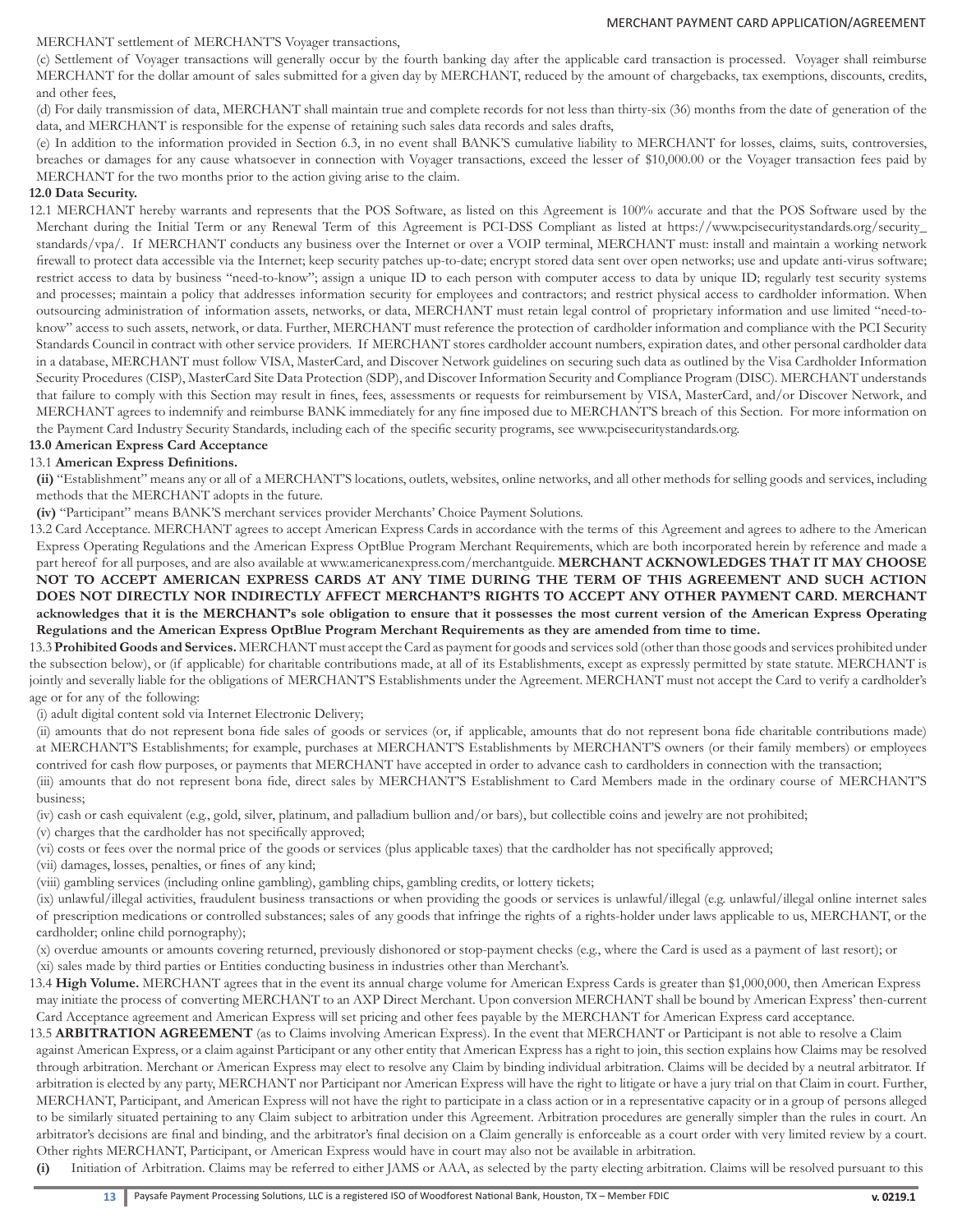MERCHANT settlement of MERCHANT'S Voyager transactions,

(c) Settlement of Voyager transactions will generally occur by the fourth banking day after the applicable card transaction is processed. Voyager shall reimburse MERCHANT for the dollar amount of sales submitted for a given day by MERCHANT, reduced by the amount of chargebacks, tax exemptions, discounts, credits, and other fees,

(d) For daily transmission of data, MERCHANT shall maintain true and complete records for not less than thirty-six (36) months from the date of generation of the data, and MERCHANT is responsible for the expense of retaining such sales data records and sales drafts,

(e) In addition to the information provided in Section 6.3, in no event shall BANK'S cumulative liability to MERCHANT for losses, claims, suits, controversies, breaches or damages for any cause whatsoever in connection with Voyager transactions, exceed the lesser of $10,000.00 or the Voyager transaction fees paid by MERCHANT for the two months prior to the action giving arise to the claim.

**12.0 Data Security.**

12.1 MERCHANT hereby warrants and represents that the POS Software, as listed on this Agreement is 100% accurate and that the POS Software used by the Merchant during the Initial Term or any Renewal Term of this Agreement is PCI-DSS Compliant as listed at https://www.pcisecuritystandards.org/security_standards/vpa/. If MERCHANT conducts any business over the Internet or over a VOIP terminal, MERCHANT must: install and maintain a working network firewall to protect data accessible via the Internet; keep security patches up-to-date; encrypt stored data sent over open networks; use and update anti-virus software; restrict access to data by business "need-to-know"; assign a unique ID to each person with computer access to data by unique ID; regularly test security systems and processes; maintain a policy that addresses information security for employees and contractors; and restrict physical access to cardholder information. When outsourcing administration of information assets, networks, or data, MERCHANT must retain legal control of proprietary information and use limited "need-to-know" access to such assets, network, or data. Further, MERCHANT must reference the protection of cardholder information and compliance with the PCI Security Standards Council in contract with other service providers. If MERCHANT stores cardholder account numbers, expiration dates, and other personal cardholder data in a database, MERCHANT must follow VISA, MasterCard, and Discover Network guidelines on securing such data as outlined by the Visa Cardholder Information Security Procedures (CISP), MasterCard Site Data Protection (SDP), and Discover Information Security and Compliance Program (DISC). MERCHANT understands that failure to comply with this Section may result in fines, fees, assessments or requests for reimbursement by VISA, MasterCard, and/or Discover Network, and MERCHANT agrees to indemnify and reimburse BANK immediately for any fine imposed due to MERCHANT'S breach of this Section. For more information on the Payment Card Industry Security Standards, including each of the specific security programs, see www.pcisecuritystandards.org.

**13.0 American Express Card Acceptance**

13.1 **American Express Definitions.**

**(ii)** "Establishment" means any or all of a MERCHANT'S locations, outlets, websites, online networks, and all other methods for selling goods and services, including methods that the MERCHANT adopts in the future.

**(iv)** "Participant" means BANK'S merchant services provider Merchants' Choice Payment Solutions.

13.2 Card Acceptance. MERCHANT agrees to accept American Express Cards in accordance with the terms of this Agreement and agrees to adhere to the American Express Operating Regulations and the American Express OptBlue Program Merchant Requirements, which are both incorporated herein by reference and made a part hereof for all purposes, and are also available at www.americanexpress.com/merchantguide. **MERCHANT ACKNOWLEDGES THAT IT MAY CHOOSE NOT TO ACCEPT AMERICAN EXPRESS CARDS AT ANY TIME DURING THE TERM OF THIS AGREEMENT AND SUCH ACTION DOES NOT DIRECTLY NOR INDIRECTLY AFFECT MERCHANT'S RIGHTS TO ACCEPT ANY OTHER PAYMENT CARD. MERCHANT acknowledges that it is the MERCHANT's sole obligation to ensure that it possesses the most current version of the American Express Operating Regulations and the American Express OptBlue Program Merchant Requirements as they are amended from time to time.**

13.3 **Prohibited Goods and Services.** MERCHANT must accept the Card as payment for goods and services sold (other than those goods and services prohibited under the subsection below), or (if applicable) for charitable contributions made, at all of its Establishments, except as expressly permitted by state statute. MERCHANT is jointly and severally liable for the obligations of MERCHANT'S Establishments under the Agreement. MERCHANT must not accept the Card to verify a cardholder's age or for any of the following:

(i) adult digital content sold via Internet Electronic Delivery;

(ii) amounts that do not represent bona fide sales of goods or services (or, if applicable, amounts that do not represent bona fide charitable contributions made) at MERCHANT'S Establishments; for example, purchases at MERCHANT'S Establishments by MERCHANT'S owners (or their family members) or employees contrived for cash flow purposes, or payments that MERCHANT have accepted in order to advance cash to cardholders in connection with the transaction;

(iii) amounts that do not represent bona fide, direct sales by MERCHANT'S Establishment to Card Members made in the ordinary course of MERCHANT'S business;

(iv) cash or cash equivalent (e.g., gold, silver, platinum, and palladium bullion and/or bars), but collectible coins and jewelry are not prohibited;

(v) charges that the cardholder has not specifically approved;

(vi) costs or fees over the normal price of the goods or services (plus applicable taxes) that the cardholder has not specifically approved;

(vii) damages, losses, penalties, or fines of any kind;

(viii) gambling services (including online gambling), gambling chips, gambling credits, or lottery tickets;

(ix) unlawful/illegal activities, fraudulent business transactions or when providing the goods or services is unlawful/illegal (e.g. unlawful/illegal online internet sales of prescription medications or controlled substances; sales of any goods that infringe the rights of a rights-holder under laws applicable to us, MERCHANT, or the cardholder; online child pornography);

(x) overdue amounts or amounts covering returned, previously dishonored or stop-payment checks (e.g., where the Card is used as a payment of last resort); or

(xi) sales made by third parties or Entities conducting business in industries other than Merchant's.

13.4 **High Volume.** MERCHANT agrees that in the event its annual charge volume for American Express Cards is greater than $1,000,000, then American Express may initiate the process of converting MERCHANT to an AXP Direct Merchant. Upon conversion MERCHANT shall be bound by American Express' then-current Card Acceptance agreement and American Express will set pricing and other fees payable by the MERCHANT for American Express card acceptance.

13.5 **ARBITRATION AGREEMENT** (as to Claims involving American Express). In the event that MERCHANT or Participant is not able to resolve a Claim against American Express, or a claim against Participant or any other entity that American Express has a right to join, this section explains how Claims may be resolved through arbitration. Merchant or American Express may elect to resolve any Claim by binding individual arbitration. Claims will be decided by a neutral arbitrator. If arbitration is elected by any party, MERCHANT nor Participant nor American Express will have the right to litigate or have a jury trial on that Claim in court. Further, MERCHANT, Participant, and American Express will not have the right to participate in a class action or in a representative capacity or in a group of persons alleged to be similarly situated pertaining to any Claim subject to arbitration under this Agreement. Arbitration procedures are generally simpler than the rules in court. An arbitrator's decisions are final and binding, and the arbitrator's final decision on a Claim generally is enforceable as a court order with very limited review by a court. Other rights MERCHANT, Participant, or American Express would have in court may also not be available in arbitration.

**(i)** Initiation of Arbitration. Claims may be referred to either JAMS or AAA, as selected by the party electing arbitration. Claims will be resolved pursuant to this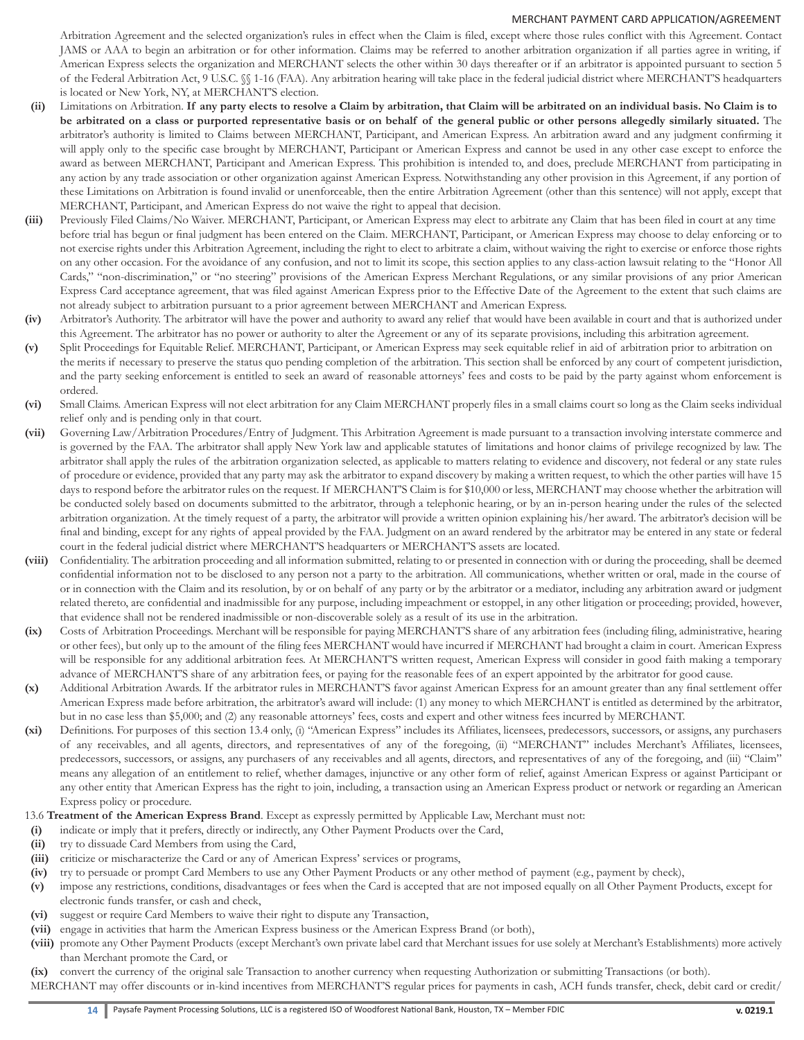Arbitration Agreement and the selected organization's rules in effect when the Claim is filed, except where those rules conflict with this Agreement. Contact JAMS or AAA to begin an arbitration or for other information. Claims may be referred to another arbitration organization if all parties agree in writing, if American Express selects the organization and MERCHANT selects the other within 30 days thereafter or if an arbitrator is appointed pursuant to section 5 of the Federal Arbitration Act, 9 U.S.C. §§ 1-16 (FAA). Any arbitration hearing will take place in the federal judicial district where MERCHANT'S headquarters is located or New York, NY, at MERCHANT'S election.

**(ii)** Limitations on Arbitration. **If any party elects to resolve a Claim by arbitration, that Claim will be arbitrated on an individual basis. No Claim is to be arbitrated on a class or purported representative basis or on behalf of the general public or other persons allegedly similarly situated.** The arbitrator's authority is limited to Claims between MERCHANT, Participant, and American Express. An arbitration award and any judgment confirming it will apply only to the specific case brought by MERCHANT, Participant or American Express and cannot be used in any other case except to enforce the award as between MERCHANT, Participant and American Express. This prohibition is intended to, and does, preclude MERCHANT from participating in any action by any trade association or other organization against American Express. Notwithstanding any other provision in this Agreement, if any portion of these Limitations on Arbitration is found invalid or unenforceable, then the entire Arbitration Agreement (other than this sentence) will not apply, except that MERCHANT, Participant, and American Express do not waive the right to appeal that decision.

**(iii)** Previously Filed Claims/No Waiver. MERCHANT, Participant, or American Express may elect to arbitrate any Claim that has been filed in court at any time before trial has begun or final judgment has been entered on the Claim. MERCHANT, Participant, or American Express may choose to delay enforcing or to not exercise rights under this Arbitration Agreement, including the right to elect to arbitrate a claim, without waiving the right to exercise or enforce those rights on any other occasion. For the avoidance of any confusion, and not to limit its scope, this section applies to any class-action lawsuit relating to the "Honor All Cards," "non-discrimination," or "no steering" provisions of the American Express Merchant Regulations, or any similar provisions of any prior American Express Card acceptance agreement, that was filed against American Express prior to the Effective Date of the Agreement to the extent that such claims are not already subject to arbitration pursuant to a prior agreement between MERCHANT and American Express.

**(iv)** Arbitrator's Authority. The arbitrator will have the power and authority to award any relief that would have been available in court and that is authorized under this Agreement. The arbitrator has no power or authority to alter the Agreement or any of its separate provisions, including this arbitration agreement.

**(v)** Split Proceedings for Equitable Relief. MERCHANT, Participant, or American Express may seek equitable relief in aid of arbitration prior to arbitration on the merits if necessary to preserve the status quo pending completion of the arbitration. This section shall be enforced by any court of competent jurisdiction, and the party seeking enforcement is entitled to seek an award of reasonable attorneys' fees and costs to be paid by the party against whom enforcement is ordered.

**(vi)** Small Claims. American Express will not elect arbitration for any Claim MERCHANT properly files in a small claims court so long as the Claim seeks individual relief only and is pending only in that court.

**(vii)** Governing Law/Arbitration Procedures/Entry of Judgment. This Arbitration Agreement is made pursuant to a transaction involving interstate commerce and is governed by the FAA. The arbitrator shall apply New York law and applicable statutes of limitations and honor claims of privilege recognized by law. The arbitrator shall apply the rules of the arbitration organization selected, as applicable to matters relating to evidence and discovery, not federal or any state rules of procedure or evidence, provided that any party may ask the arbitrator to expand discovery by making a written request, to which the other parties will have 15 days to respond before the arbitrator rules on the request. If MERCHANT'S Claim is for $10,000 or less, MERCHANT may choose whether the arbitration will be conducted solely based on documents submitted to the arbitrator, through a telephonic hearing, or by an in-person hearing under the rules of the selected arbitration organization. At the timely request of a party, the arbitrator will provide a written opinion explaining his/her award. The arbitrator's decision will be final and binding, except for any rights of appeal provided by the FAA. Judgment on an award rendered by the arbitrator may be entered in any state or federal court in the federal judicial district where MERCHANT'S headquarters or MERCHANT'S assets are located.

**(viii)** Confidentiality. The arbitration proceeding and all information submitted, relating to or presented in connection with or during the proceeding, shall be deemed confidential information not to be disclosed to any person not a party to the arbitration. All communications, whether written or oral, made in the course of or in connection with the Claim and its resolution, by or on behalf of any party or by the arbitrator or a mediator, including any arbitration award or judgment related thereto, are confidential and inadmissible for any purpose, including impeachment or estoppel, in any other litigation or proceeding; provided, however, that evidence shall not be rendered inadmissible or non-discoverable solely as a result of its use in the arbitration.

**(ix)** Costs of Arbitration Proceedings. Merchant will be responsible for paying MERCHANT'S share of any arbitration fees (including filing, administrative, hearing or other fees), but only up to the amount of the filing fees MERCHANT would have incurred if MERCHANT had brought a claim in court. American Express will be responsible for any additional arbitration fees. At MERCHANT'S written request, American Express will consider in good faith making a temporary advance of MERCHANT'S share of any arbitration fees, or paying for the reasonable fees of an expert appointed by the arbitrator for good cause.

**(x)** Additional Arbitration Awards. If the arbitrator rules in MERCHANT'S favor against American Express for an amount greater than any final settlement offer American Express made before arbitration, the arbitrator's award will include: (1) any money to which MERCHANT is entitled as determined by the arbitrator, but in no case less than $5,000; and (2) any reasonable attorneys' fees, costs and expert and other witness fees incurred by MERCHANT.

**(xi)** Definitions. For purposes of this section 13.4 only, (i) "American Express" includes its Affiliates, licensees, predecessors, successors, or assigns, any purchasers of any receivables, and all agents, directors, and representatives of any of the foregoing, (ii) "MERCHANT" includes Merchant's Affiliates, licensees, predecessors, successors, or assigns, any purchasers of any receivables and all agents, directors, and representatives of any of the foregoing, and (iii) "Claim" means any allegation of an entitlement to relief, whether damages, injunctive or any other form of relief, against American Express or against Participant or any other entity that American Express has the right to join, including, a transaction using an American Express product or network or regarding an American Express policy or procedure.

13.6 **Treatment of the American Express Brand**. Except as expressly permitted by Applicable Law, Merchant must not:

**(i)** indicate or imply that it prefers, directly or indirectly, any Other Payment Products over the Card,
**(ii)** try to dissuade Card Members from using the Card,
**(iii)** criticize or mischaracterize the Card or any of American Express' services or programs,
**(iv)** try to persuade or prompt Card Members to use any Other Payment Products or any other method of payment (e.g., payment by check),
**(v)** impose any restrictions, conditions, disadvantages or fees when the Card is accepted that are not imposed equally on all Other Payment Products, except for electronic funds transfer, or cash and check,
**(vi)** suggest or require Card Members to waive their right to dispute any Transaction,
**(vii)** engage in activities that harm the American Express business or the American Express Brand (or both),
**(viii)** promote any Other Payment Products (except Merchant's own private label card that Merchant issues for use solely at Merchant's Establishments) more actively than Merchant promote the Card, or
**(ix)** convert the currency of the original sale Transaction to another currency when requesting Authorization or submitting Transactions (or both).

MERCHANT may offer discounts or in-kind incentives from MERCHANT'S regular prices for payments in cash, ACH funds transfer, check, debit card or credit/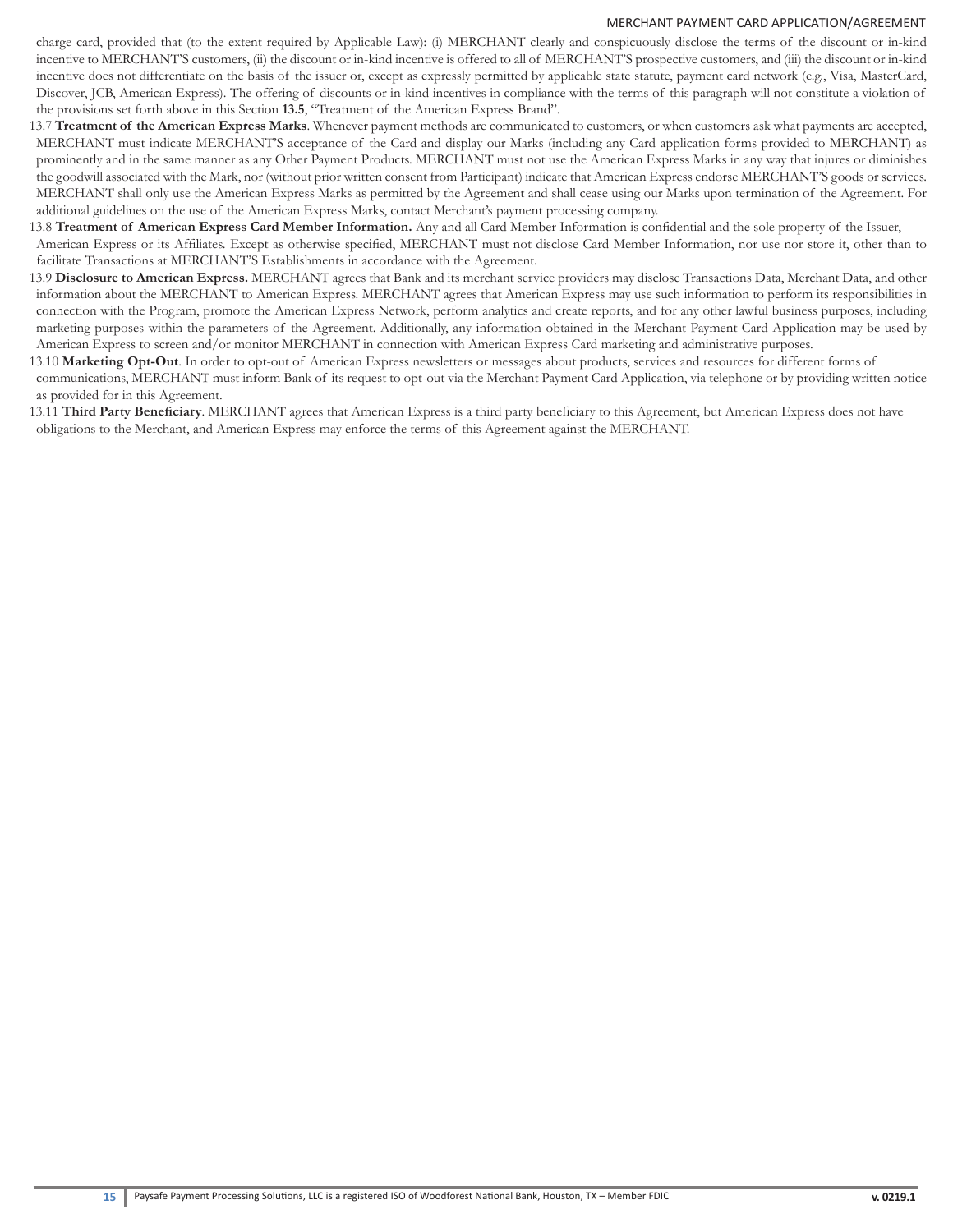charge card, provided that (to the extent required by Applicable Law): (i) MERCHANT clearly and conspicuously disclose the terms of the discount or in-kind incentive to MERCHANT'S customers, (ii) the discount or in-kind incentive is offered to all of MERCHANT'S prospective customers, and (iii) the discount or in-kind incentive does not differentiate on the basis of the issuer or, except as expressly permitted by applicable state statute, payment card network (e.g., Visa, MasterCard, Discover, JCB, American Express). The offering of discounts or in-kind incentives in compliance with the terms of this paragraph will not constitute a violation of the provisions set forth above in this Section **13.5**, "Treatment of the American Express Brand".

13.7 **Treatment of the American Express Marks**. Whenever payment methods are communicated to customers, or when customers ask what payments are accepted, MERCHANT must indicate MERCHANT'S acceptance of the Card and display our Marks (including any Card application forms provided to MERCHANT) as prominently and in the same manner as any Other Payment Products. MERCHANT must not use the American Express Marks in any way that injures or diminishes the goodwill associated with the Mark, nor (without prior written consent from Participant) indicate that American Express endorse MERCHANT'S goods or services. MERCHANT shall only use the American Express Marks as permitted by the Agreement and shall cease using our Marks upon termination of the Agreement. For additional guidelines on the use of the American Express Marks, contact Merchant's payment processing company.

13.8 **Treatment of American Express Card Member Information.** Any and all Card Member Information is confidential and the sole property of the Issuer, American Express or its Affiliates. Except as otherwise specified, MERCHANT must not disclose Card Member Information, nor use nor store it, other than to facilitate Transactions at MERCHANT'S Establishments in accordance with the Agreement.

13.9 **Disclosure to American Express.** MERCHANT agrees that Bank and its merchant service providers may disclose Transactions Data, Merchant Data, and other information about the MERCHANT to American Express. MERCHANT agrees that American Express may use such information to perform its responsibilities in connection with the Program, promote the American Express Network, perform analytics and create reports, and for any other lawful business purposes, including marketing purposes within the parameters of the Agreement. Additionally, any information obtained in the Merchant Payment Card Application may be used by American Express to screen and/or monitor MERCHANT in connection with American Express Card marketing and administrative purposes.

13.10 **Marketing Opt-Out**. In order to opt-out of American Express newsletters or messages about products, services and resources for different forms of communications, MERCHANT must inform Bank of its request to opt-out via the Merchant Payment Card Application, via telephone or by providing written notice as provided for in this Agreement.

13.11 **Third Party Beneficiary**. MERCHANT agrees that American Express is a third party beneficiary to this Agreement, but American Express does not have obligations to the Merchant, and American Express may enforce the terms of this Agreement against the MERCHANT.